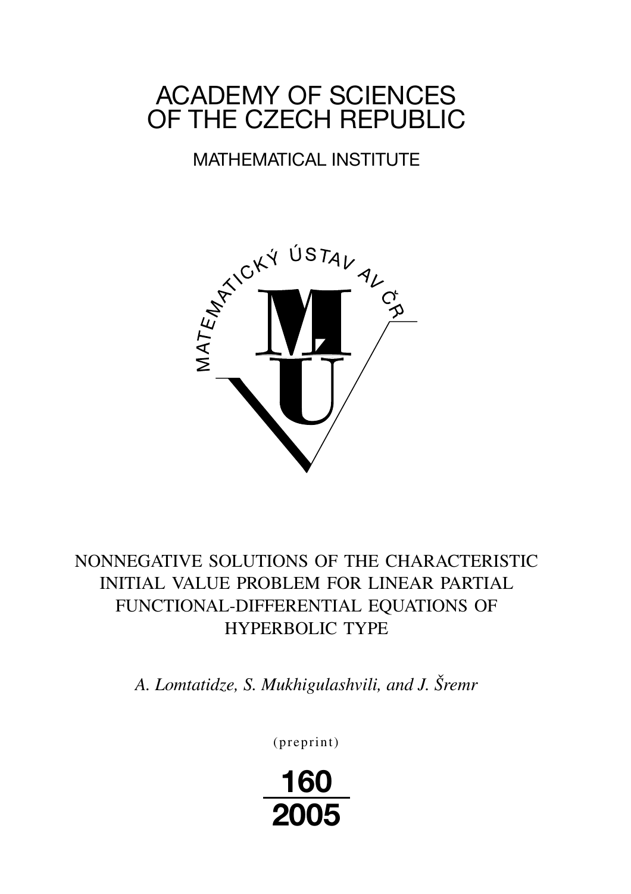# ACADEMY OF SCIENCES OF THE CZECH REPUBLIC

MATHEMATICAL INSTITUTE

## NONNEGATIVE SOLUTIONS OF THE CHARACTERISTIC INITIAL VALUE PROBLEM FOR LINEAR PARTIAL FUNCTIONAL-DIFFERENTIAL EQUATIONS OF HYPERBOLIC TYPE

*A. Lomtatidze, S. Mukhigulashvili, and J. Šremr*

(preprint)

160

2005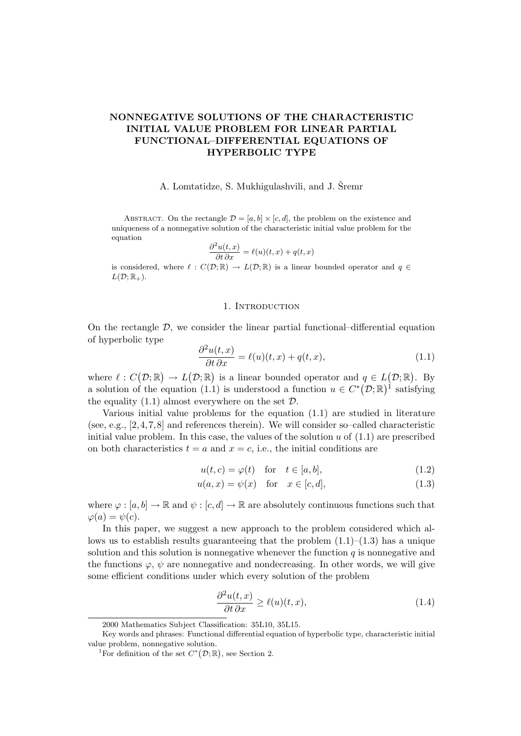# NONNEGATIVE SOLUTIONS OF THE CHARACTERISTIC INITIAL VALUE PROBLEM FOR LINEAR PARTIAL FUNCTIONAL–DIFFERENTIAL EQUATIONS OF HYPERBOLIC TYPE

A. Lomtatidze, S. Mukhigulashvili, and J. Šremr

Abstract. On the rectangle $\mathcal{D} = [a,b] \times [c,d]$, the problem on the existence and uniqueness of a nonnegative solution of the characteristic initial value problem for the equation

$$\frac{\partial^2 u(t,x)}{\partial t\, \partial x} = \ell(u)(t,x) + q(t,x)$$

is considered, where $\ell : C(\mathcal{D};\mathbb{R}) \to L(\mathcal{D};\mathbb{R})$ is a linear bounded operator and $q \in L(\mathcal{D};\mathbb{R}_+)$.

## 1. Introduction

On the rectangle $\mathcal{D}$, we consider the linear partial functional–differential equation of hyperbolic type

$$\frac{\partial^2 u(t,x)}{\partial t\, \partial x} = \ell(u)(t,x) + q(t,x), \tag{1.1}$$

where $\ell : C(\mathcal{D};\mathbb{R}) \to L(\mathcal{D};\mathbb{R})$ is a linear bounded operator and $q \in L(\mathcal{D};\mathbb{R})$. By a solution of the equation (1.1) is understood a function $u \in C^*(\mathcal{D};\mathbb{R})$[1] satisfying the equality (1.1) almost everywhere on the set $\mathcal{D}$.

Various initial value problems for the equation (1.1) are studied in literature (see, e.g., [2,4,7,8] and references therein). We will consider so–called characteristic initial value problem. In this case, the values of the solution $u$ of (1.1) are prescribed on both characteristics $t = a$ and $x = c$, i.e., the initial conditions are

$$u(t,c) = \varphi(t) \quad \text{for} \quad t \in [a,b], \tag{1.2}$$

$$u(a,x) = \psi(x) \quad \text{for} \quad x \in [c,d], \tag{1.3}$$

where $\varphi : [a,b] \to \mathbb{R}$ and $\psi : [c,d] \to \mathbb{R}$ are absolutely continuous functions such that $\varphi(a) = \psi(c)$.

In this paper, we suggest a new approach to the problem considered which allows us to establish results guaranteeing that the problem (1.1)–(1.3) has a unique solution and this solution is nonnegative whenever the function $q$ is nonnegative and the functions $\varphi$, $\psi$ are nonnegative and nondecreasing. In other words, we will give some efficient conditions under which every solution of the problem

$$\frac{\partial^2 u(t,x)}{\partial t\, \partial x} \geq \ell(u)(t,x), \tag{1.4}$$

2000 Mathematics Subject Classification: 35L10, 35L15.

Key words and phrases: Functional differential equation of hyperbolic type, characteristic initial value problem, nonnegative solution.

[1] For definition of the set $C^*(\mathcal{D};\mathbb{R})$, see Section 2.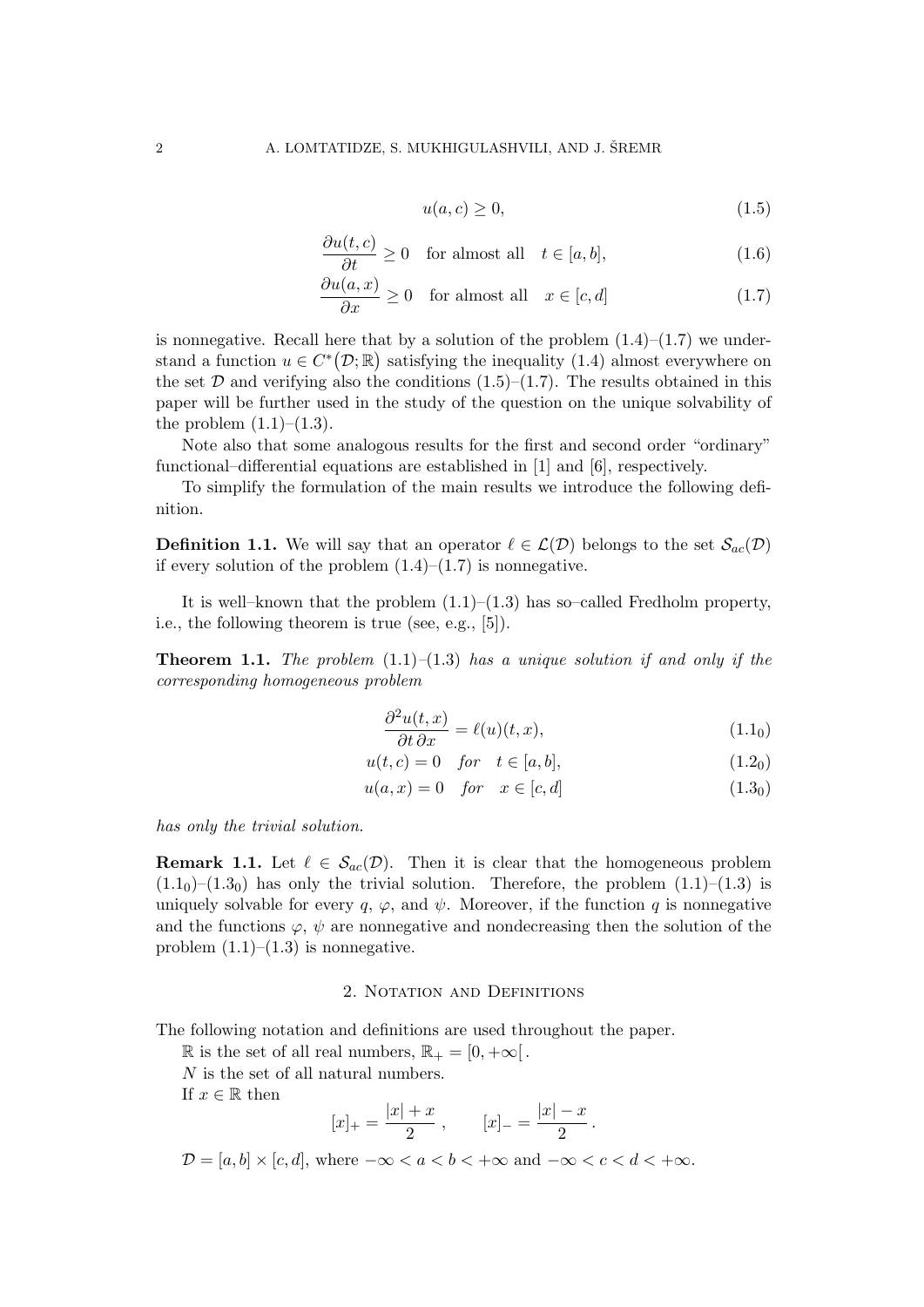$$u(a,c) \geq 0, \tag{1.5}$$

$$\frac{\partial u(t,c)}{\partial t} \geq 0 \quad \text{for almost all} \quad t \in [a,b], \tag{1.6}$$

$$\frac{\partial u(a,x)}{\partial x} \geq 0 \quad \text{for almost all} \quad x \in [c,d] \tag{1.7}$$

is nonnegative. Recall here that by a solution of the problem (1.4)–(1.7) we understand a function $u \in C^*(\mathcal{D};\mathbb{R})$ satisfying the inequality (1.4) almost everywhere on the set $\mathcal{D}$ and verifying also the conditions (1.5)–(1.7). The results obtained in this paper will be further used in the study of the question on the unique solvability of the problem (1.1)–(1.3).

Note also that some analogous results for the first and second order "ordinary" functional–differential equations are established in [1] and [6], respectively.

To simplify the formulation of the main results we introduce the following definition.

**Definition 1.1.** We will say that an operator $\ell \in \mathcal{L}(\mathcal{D})$ belongs to the set $\mathcal{S}_{ac}(\mathcal{D})$ if every solution of the problem (1.4)–(1.7) is nonnegative.

It is well–known that the problem (1.1)–(1.3) has so–called Fredholm property, i.e., the following theorem is true (see, e.g., [5]).

**Theorem 1.1.** *The problem* (1.1)–(1.3) *has a unique solution if and only if the corresponding homogeneous problem*

$$\frac{\partial^2 u(t,x)}{\partial t\,\partial x} = \ell(u)(t,x), \tag{$1.1_0$}$$

$$u(t,c) = 0 \quad \textit{for} \quad t \in [a,b], \tag{$1.2_0$}$$

$$u(a,x) = 0 \quad \textit{for} \quad x \in [c,d] \tag{$1.3_0$}$$

*has only the trivial solution.*

**Remark 1.1.** Let $\ell \in \mathcal{S}_{ac}(\mathcal{D})$. Then it is clear that the homogeneous problem $(1.1_0)$–$(1.3_0)$ has only the trivial solution. Therefore, the problem (1.1)–(1.3) is uniquely solvable for every $q$, $\varphi$, and $\psi$. Moreover, if the function $q$ is nonnegative and the functions $\varphi$, $\psi$ are nonnegative and nondecreasing then the solution of the problem (1.1)–(1.3) is nonnegative.

## 2. Notation and Definitions

The following notation and definitions are used throughout the paper.

$\mathbb{R}$ is the set of all real numbers, $\mathbb{R}_+ = [0,+\infty[$.

$N$ is the set of all natural numbers.

If $x \in \mathbb{R}$ then

$$[x]_+ = \frac{|x| + x}{2}, \qquad [x]_- = \frac{|x| - x}{2}.$$

$\mathcal{D} = [a,b] \times [c,d]$, where $-\infty < a < b < +\infty$ and $-\infty < c < d < +\infty$.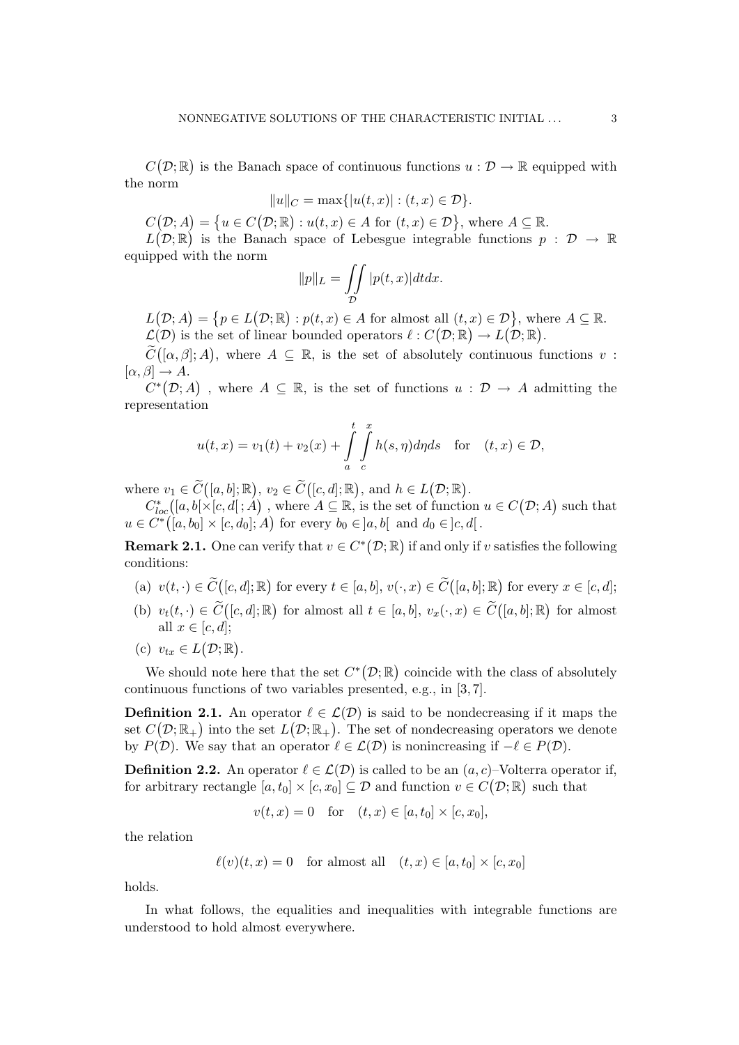$C(\mathcal{D};\mathbb{R})$ is the Banach space of continuous functions $u : \mathcal{D} \to \mathbb{R}$ equipped with the norm

$$\|u\|_C = \max\{|u(t,x)| : (t,x) \in \mathcal{D}\}.$$

$C(\mathcal{D};A) = \{u \in C(\mathcal{D};\mathbb{R}) : u(t,x) \in A \text{ for } (t,x) \in \mathcal{D}\}$, where $A \subseteq \mathbb{R}$.

$L(\mathcal{D};\mathbb{R})$ is the Banach space of Lebesgue integrable functions $p : \mathcal{D} \to \mathbb{R}$ equipped with the norm

$$\|p\|_L = \iint\limits_{\mathcal{D}} |p(t,x)|dtdx.$$

$L(\mathcal{D};A) = \{p \in L(\mathcal{D};\mathbb{R}) : p(t,x) \in A \text{ for almost all } (t,x) \in \mathcal{D}\}$, where $A \subseteq \mathbb{R}$.

$\mathcal{L}(\mathcal{D})$ is the set of linear bounded operators $\ell : C(\mathcal{D};\mathbb{R}) \to L(\mathcal{D};\mathbb{R})$.

$\widetilde{C}([\alpha,\beta];A)$, where $A \subseteq \mathbb{R}$, is the set of absolutely continuous functions $v : [\alpha,\beta] \to A$.

$C^*(\mathcal{D};A)$ , where $A \subseteq \mathbb{R}$, is the set of functions $u : \mathcal{D} \to A$ admitting the representation

$$u(t,x) = v_1(t) + v_2(x) + \int\limits_a^t \int\limits_c^x h(s,\eta)d\eta ds \quad \text{for} \quad (t,x) \in \mathcal{D},$$

where $v_1 \in \widetilde{C}([a,b];\mathbb{R})$, $v_2 \in \widetilde{C}([c,d];\mathbb{R})$, and $h \in L(\mathcal{D};\mathbb{R})$.

$C^*_{loc}([a,b[\times[c,d[\,;A)$ , where $A \subseteq \mathbb{R}$, is the set of function $u \in C(\mathcal{D};A)$ such that $u \in C^*([a,b_0] \times [c,d_0];A)$ for every $b_0 \in ]a,b[$ and $d_0 \in ]c,d[$.

**Remark 2.1.** One can verify that $v \in C^*(\mathcal{D};\mathbb{R})$ if and only if $v$ satisfies the following conditions:

(a) $v(t,\cdot) \in \widetilde{C}([c,d];\mathbb{R})$ for every $t \in [a,b]$, $v(\cdot,x) \in \widetilde{C}([a,b];\mathbb{R})$ for every $x \in [c,d]$;

(b) $v_t(t,\cdot) \in \widetilde{C}([c,d];\mathbb{R})$ for almost all $t \in [a,b]$, $v_x(\cdot,x) \in \widetilde{C}([a,b];\mathbb{R})$ for almost all $x \in [c,d]$;

(c) $v_{tx} \in L(\mathcal{D};\mathbb{R})$.

We should note here that the set $C^*(\mathcal{D};\mathbb{R})$ coincide with the class of absolutely continuous functions of two variables presented, e.g., in [3, 7].

**Definition 2.1.** An operator $\ell \in \mathcal{L}(\mathcal{D})$ is said to be nondecreasing if it maps the set $C(\mathcal{D};\mathbb{R}_+)$ into the set $L(\mathcal{D};\mathbb{R}_+)$. The set of nondecreasing operators we denote by $P(\mathcal{D})$. We say that an operator $\ell \in \mathcal{L}(\mathcal{D})$ is nonincreasing if $-\ell \in P(\mathcal{D})$.

**Definition 2.2.** An operator $\ell \in \mathcal{L}(\mathcal{D})$ is called to be an $(a,c)$–Volterra operator if, for arbitrary rectangle $[a,t_0] \times [c,x_0] \subseteq \mathcal{D}$ and function $v \in C(\mathcal{D};\mathbb{R})$ such that

$$v(t,x) = 0 \quad \text{for} \quad (t,x) \in [a,t_0] \times [c,x_0],$$

the relation

$$\ell(v)(t,x) = 0 \quad \text{for almost all} \quad (t,x) \in [a,t_0] \times [c,x_0]$$

holds.

In what follows, the equalities and inequalities with integrable functions are understood to hold almost everywhere.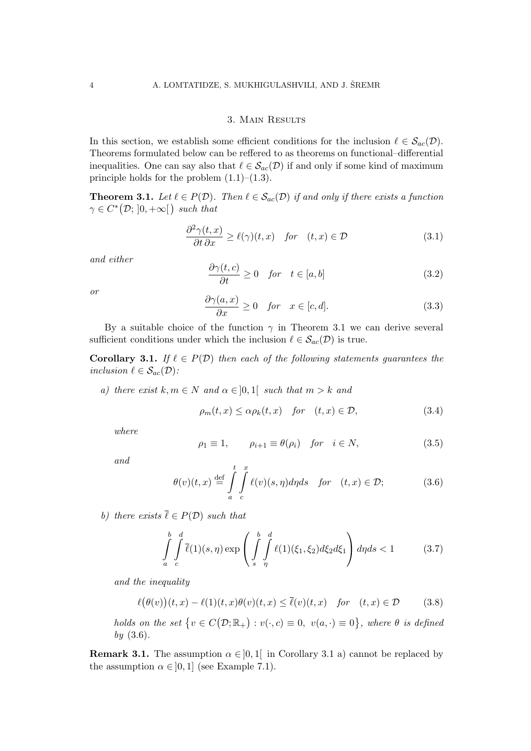## 3. Main Results

In this section, we establish some efficient conditions for the inclusion $\ell \in \mathcal{S}_{ac}(\mathcal{D})$. Theorems formulated below can be reffered to as theorems on functional–differential inequalities. One can say also that $\ell \in \mathcal{S}_{ac}(\mathcal{D})$ if and only if some kind of maximum principle holds for the problem (1.1)–(1.3).

**Theorem 3.1.** *Let $\ell \in P(\mathcal{D})$. Then $\ell \in \mathcal{S}_{ac}(\mathcal{D})$ if and only if there exists a function $\gamma \in C^*\big(\mathcal{D};\, ]0,+\infty[\big)$ such that*

$$\frac{\partial^2 \gamma(t,x)}{\partial t\, \partial x} \geq \ell(\gamma)(t,x) \quad \text{for} \quad (t,x) \in \mathcal{D} \tag{3.1}$$

*and either*

$$\frac{\partial \gamma(t,c)}{\partial t} \geq 0 \quad \text{for} \quad t \in [a,b] \tag{3.2}$$

*or*

$$\frac{\partial \gamma(a,x)}{\partial x} \geq 0 \quad \text{for} \quad x \in [c,d]. \tag{3.3}$$

By a suitable choice of the function $\gamma$ in Theorem 3.1 we can derive several sufficient conditions under which the inclusion $\ell \in \mathcal{S}_{ac}(\mathcal{D})$ is true.

**Corollary 3.1.** *If $\ell \in P(\mathcal{D})$ then each of the following statements guarantees the inclusion $\ell \in \mathcal{S}_{ac}(\mathcal{D})$:*

*a) there exist $k, m \in N$ and $\alpha \in ]0,1[$ such that $m > k$ and*

$$\rho_m(t,x) \leq \alpha \rho_k(t,x) \quad \text{for} \quad (t,x) \in \mathcal{D}, \tag{3.4}$$

*where*

$$\rho_1 \equiv 1, \qquad \rho_{i+1} \equiv \theta(\rho_i) \quad \text{for} \quad i \in N, \tag{3.5}$$

*and*

$$\theta(v)(t,x) \overset{\text{def}}{=} \int_a^t \int_c^x \ell(v)(s,\eta)d\eta ds \quad \text{for} \quad (t,x) \in \mathcal{D}; \tag{3.6}$$

*b) there exists $\overline{\ell} \in P(\mathcal{D})$ such that*

$$\int_a^b \int_c^d \overline{\ell}(1)(s,\eta) \exp\left( \int_s^b \int_\eta^d \ell(1)(\xi_1,\xi_2)d\xi_2 d\xi_1 \right) d\eta ds < 1 \tag{3.7}$$

*and the inequality*

$$\ell\big(\theta(v)\big)(t,x) - \ell(1)(t,x)\theta(v)(t,x) \leq \overline{\ell}(v)(t,x) \quad \text{for} \quad (t,x) \in \mathcal{D} \tag{3.8}$$

*holds on the set $\big\{v \in C\big(\mathcal{D};\mathbb{R}_+\big) : v(\cdot,c) \equiv 0,\ v(a,\cdot) \equiv 0\big\}$, where $\theta$ is defined by (3.6).*

**Remark 3.1.** The assumption $\alpha \in ]0,1[$ in Corollary 3.1 a) cannot be replaced by the assumption $\alpha \in ]0,1]$ (see Example 7.1).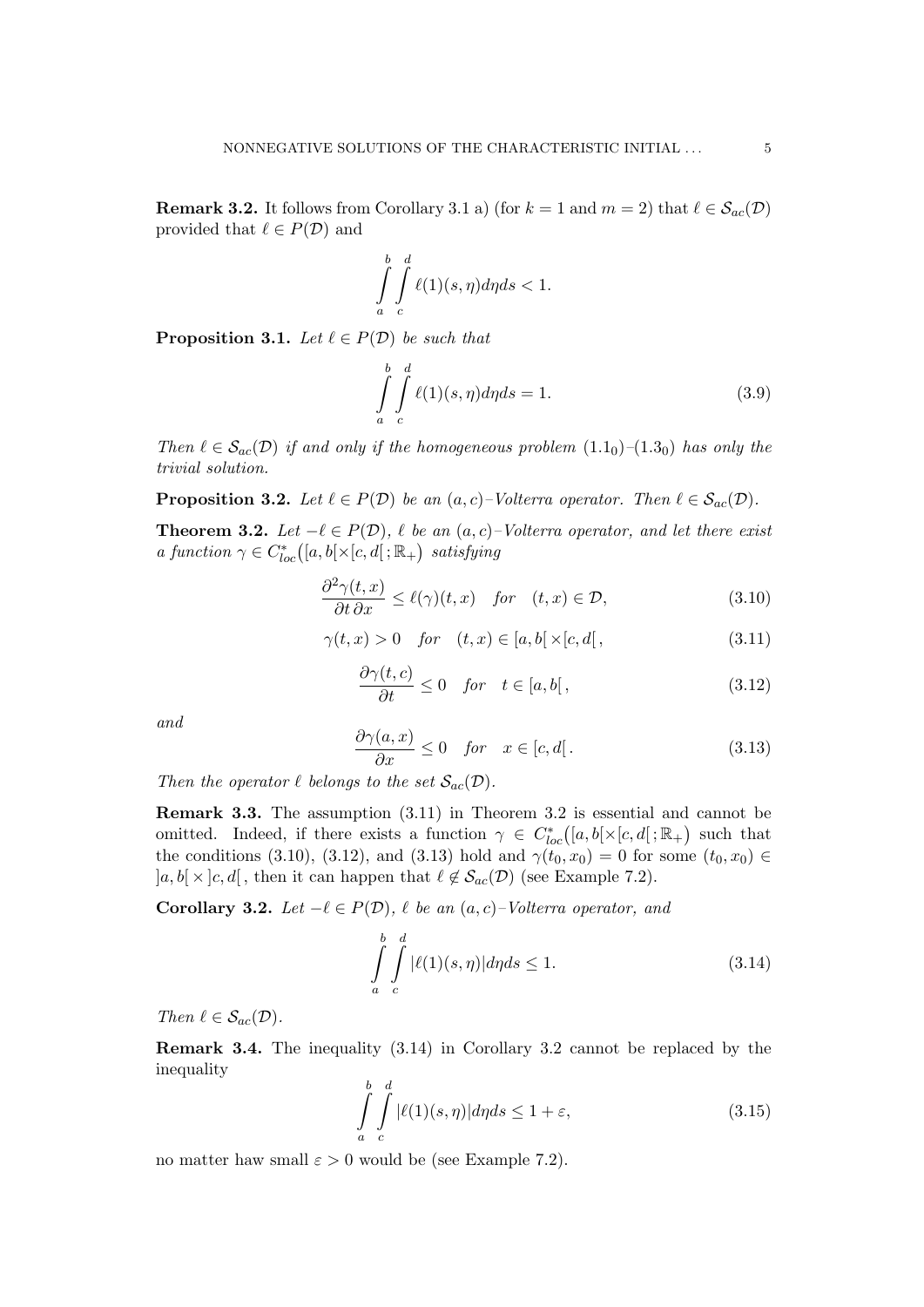**Remark 3.2.** It follows from Corollary 3.1 a) (for $k = 1$ and $m = 2$) that $\ell \in \mathcal{S}_{ac}(\mathcal{D})$ provided that $\ell \in P(\mathcal{D})$ and

$$\int_a^b \int_c^d \ell(1)(s,\eta)d\eta ds < 1.$$

**Proposition 3.1.** *Let $\ell \in P(\mathcal{D})$ be such that*

$$\int_a^b \int_c^d \ell(1)(s,\eta)d\eta ds = 1. \tag{3.9}$$

*Then $\ell \in \mathcal{S}_{ac}(\mathcal{D})$ if and only if the homogeneous problem $(1.1_0)$–$(1.3_0)$ has only the trivial solution.*

**Proposition 3.2.** *Let $\ell \in P(\mathcal{D})$ be an $(a,c)$–Volterra operator. Then $\ell \in \mathcal{S}_{ac}(\mathcal{D})$.*

**Theorem 3.2.** *Let $-\ell \in P(\mathcal{D})$, $\ell$ be an $(a,c)$–Volterra operator, and let there exist a function $\gamma \in C^*_{loc}\big([a,b[\times[c,d[\,;\mathbb{R}_+\big)$ satisfying*

$$\frac{\partial^2 \gamma(t,x)}{\partial t\, \partial x} \leq \ell(\gamma)(t,x) \quad for \quad (t,x) \in \mathcal{D}, \tag{3.10}$$

$$\gamma(t,x) > 0 \quad for \quad (t,x) \in [a,b[\times[c,d[\,, \tag{3.11}$$

$$\frac{\partial \gamma(t,c)}{\partial t} \leq 0 \quad for \quad t \in [a,b[\,, \tag{3.12}$$

*and*

$$\frac{\partial \gamma(a,x)}{\partial x} \leq 0 \quad for \quad x \in [c,d[\,. \tag{3.13}$$

*Then the operator $\ell$ belongs to the set $\mathcal{S}_{ac}(\mathcal{D})$.*

**Remark 3.3.** The assumption (3.11) in Theorem 3.2 is essential and cannot be omitted. Indeed, if there exists a function $\gamma \in C^*_{loc}\big([a,b[\times[c,d[\,;\mathbb{R}_+\big)$ such that the conditions (3.10), (3.12), and (3.13) hold and $\gamma(t_0,x_0) = 0$ for some $(t_0,x_0) \in \,]a,b[\,\times\,]c,d[\,$, then it can happen that $\ell \notin \mathcal{S}_{ac}(\mathcal{D})$ (see Example 7.2).

**Corollary 3.2.** *Let $-\ell \in P(\mathcal{D})$, $\ell$ be an $(a,c)$–Volterra operator, and*

$$\int_a^b \int_c^d |\ell(1)(s,\eta)|d\eta ds \leq 1. \tag{3.14}$$

*Then $\ell \in \mathcal{S}_{ac}(\mathcal{D})$.*

**Remark 3.4.** The inequality (3.14) in Corollary 3.2 cannot be replaced by the inequality

$$\int_a^b \int_c^d |\ell(1)(s,\eta)|d\eta ds \leq 1 + \varepsilon, \tag{3.15}$$

no matter haw small $\varepsilon > 0$ would be (see Example 7.2).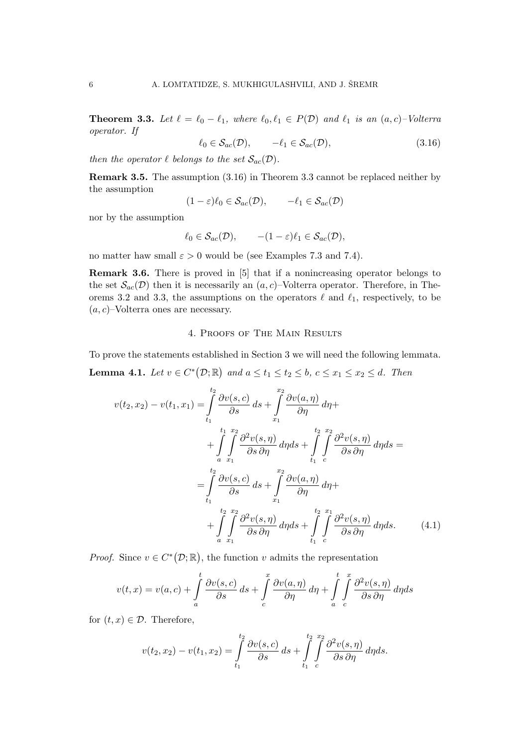**Theorem 3.3.** *Let $\ell = \ell_0 - \ell_1$, where $\ell_0, \ell_1 \in P(\mathcal{D})$ and $\ell_1$ is an $(a,c)$–Volterra operator. If*

$$\ell_0 \in \mathcal{S}_{ac}(\mathcal{D}), \qquad -\ell_1 \in \mathcal{S}_{ac}(\mathcal{D}), \tag{3.16}$$

*then the operator $\ell$ belongs to the set $\mathcal{S}_{ac}(\mathcal{D})$.*

**Remark 3.5.** The assumption (3.16) in Theorem 3.3 cannot be replaced neither by the assumption

$$(1-\varepsilon)\ell_0 \in \mathcal{S}_{ac}(\mathcal{D}), \qquad -\ell_1 \in \mathcal{S}_{ac}(\mathcal{D})$$

nor by the assumption

$$\ell_0 \in \mathcal{S}_{ac}(\mathcal{D}), \qquad -(1-\varepsilon)\ell_1 \in \mathcal{S}_{ac}(\mathcal{D}),$$

no matter haw small $\varepsilon > 0$ would be (see Examples 7.3 and 7.4).

**Remark 3.6.** There is proved in [5] that if a nonincreasing operator belongs to the set $\mathcal{S}_{ac}(\mathcal{D})$ then it is necessarily an $(a,c)$–Volterra operator. Therefore, in Theorems 3.2 and 3.3, the assumptions on the operators $\ell$ and $\ell_1$, respectively, to be $(a,c)$–Volterra ones are necessary.

## 4. Proofs of The Main Results

To prove the statements established in Section 3 we will need the following lemmata.

**Lemma 4.1.** *Let $v \in C^*(\mathcal{D};\mathbb{R})$ and $a \le t_1 \le t_2 \le b$, $c \le x_1 \le x_2 \le d$. Then*

$$\begin{aligned}
v(t_2,x_2) - v(t_1,x_1) &= \int_{t_1}^{t_2} \frac{\partial v(s,c)}{\partial s}\,ds + \int_{x_1}^{x_2} \frac{\partial v(a,\eta)}{\partial \eta}\,d\eta + \\
&\quad + \int_a^{t_1}\int_{x_1}^{x_2} \frac{\partial^2 v(s,\eta)}{\partial s\,\partial\eta}\,d\eta ds + \int_{t_1}^{t_2}\int_c^{x_2} \frac{\partial^2 v(s,\eta)}{\partial s\,\partial\eta}\,d\eta ds = \\
&= \int_{t_1}^{t_2} \frac{\partial v(s,c)}{\partial s}\,ds + \int_{x_1}^{x_2} \frac{\partial v(a,\eta)}{\partial \eta}\,d\eta + \\
&\quad + \int_a^{t_2}\int_{x_1}^{x_2} \frac{\partial^2 v(s,\eta)}{\partial s\,\partial\eta}\,d\eta ds + \int_{t_1}^{t_2}\int_c^{x_1} \frac{\partial^2 v(s,\eta)}{\partial s\,\partial\eta}\,d\eta ds.
\end{aligned} \tag{4.1}$$

*Proof.* Since $v \in C^*(\mathcal{D};\mathbb{R})$, the function $v$ admits the representation

$$v(t,x) = v(a,c) + \int_a^t \frac{\partial v(s,c)}{\partial s}\,ds + \int_c^x \frac{\partial v(a,\eta)}{\partial \eta}\,d\eta + \int_a^t\int_c^x \frac{\partial^2 v(s,\eta)}{\partial s\,\partial\eta}\,d\eta ds$$

for $(t,x) \in \mathcal{D}$. Therefore,

$$v(t_2,x_2) - v(t_1,x_2) = \int_{t_1}^{t_2} \frac{\partial v(s,c)}{\partial s}\,ds + \int_{t_1}^{t_2}\int_c^{x_2} \frac{\partial^2 v(s,\eta)}{\partial s\,\partial\eta}\,d\eta ds.$$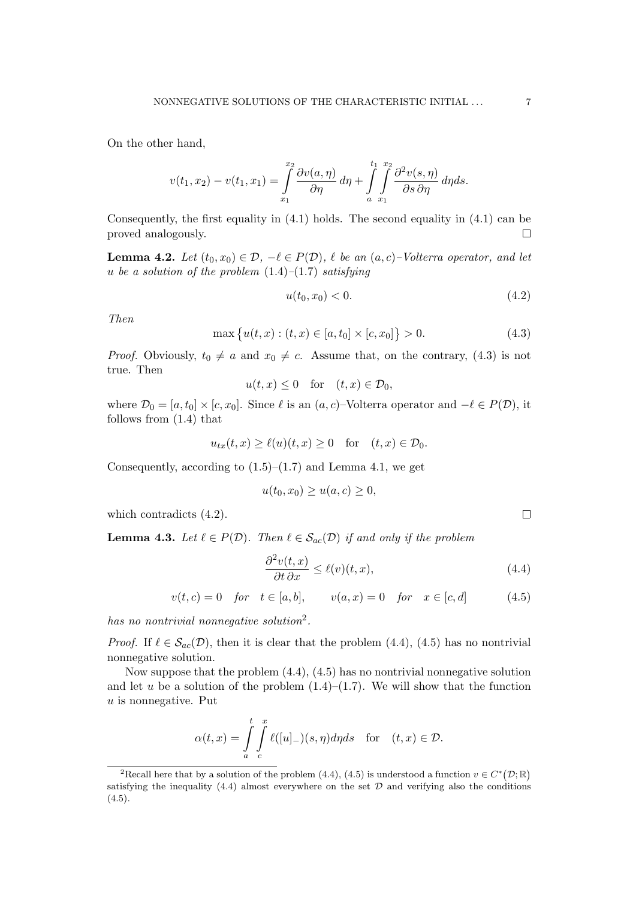On the other hand,

$$v(t_1, x_2) - v(t_1, x_1) = \int_{x_1}^{x_2} \frac{\partial v(a, \eta)}{\partial \eta}\, d\eta + \int_a^{t_1} \int_{x_1}^{x_2} \frac{\partial^2 v(s, \eta)}{\partial s\, \partial \eta}\, d\eta ds.$$

Consequently, the first equality in (4.1) holds. The second equality in (4.1) can be proved analogously. $\square$

**Lemma 4.2.** *Let $(t_0, x_0) \in \mathcal{D}$, $-\ell \in P(\mathcal{D})$, $\ell$ be an $(a, c)$–Volterra operator, and let $u$ be a solution of the problem (1.4)–(1.7) satisfying*

$$u(t_0, x_0) < 0. \tag{4.2}$$

*Then*

$$\max\big\{u(t, x) : (t, x) \in [a, t_0] \times [c, x_0]\big\} > 0. \tag{4.3}$$

*Proof.* Obviously, $t_0 \neq a$ and $x_0 \neq c$. Assume that, on the contrary, (4.3) is not true. Then

$$u(t, x) \leq 0 \quad \text{for} \quad (t, x) \in \mathcal{D}_0,$$

where $\mathcal{D}_0 = [a, t_0] \times [c, x_0]$. Since $\ell$ is an $(a, c)$–Volterra operator and $-\ell \in P(\mathcal{D})$, it follows from (1.4) that

$$u_{tx}(t, x) \geq \ell(u)(t, x) \geq 0 \quad \text{for} \quad (t, x) \in \mathcal{D}_0.$$

Consequently, according to (1.5)–(1.7) and Lemma 4.1, we get

$$u(t_0, x_0) \geq u(a, c) \geq 0,$$

which contradicts (4.2). $\square$

**Lemma 4.3.** *Let $\ell \in P(\mathcal{D})$. Then $\ell \in \mathcal{S}_{ac}(\mathcal{D})$ if and only if the problem*

$$\frac{\partial^2 v(t, x)}{\partial t\, \partial x} \leq \ell(v)(t, x), \tag{4.4}$$

$$v(t, c) = 0 \quad \textit{for} \quad t \in [a, b], \qquad v(a, x) = 0 \quad \textit{for} \quad x \in [c, d] \tag{4.5}$$

*has no nontrivial nonnegative solution*[2].

*Proof.* If $\ell \in \mathcal{S}_{ac}(\mathcal{D})$, then it is clear that the problem (4.4), (4.5) has no nontrivial nonnegative solution.

Now suppose that the problem (4.4), (4.5) has no nontrivial nonnegative solution and let $u$ be a solution of the problem (1.4)–(1.7). We will show that the function $u$ is nonnegative. Put

$$\alpha(t, x) = \int_a^t \int_c^x \ell([u]_-)(s, \eta) d\eta ds \quad \text{for} \quad (t, x) \in \mathcal{D}.$$

[2]Recall here that by a solution of the problem (4.4), (4.5) is understood a function $v \in C^*(\mathcal{D}; \mathbb{R})$ satisfying the inequality (4.4) almost everywhere on the set $\mathcal{D}$ and verifying also the conditions (4.5).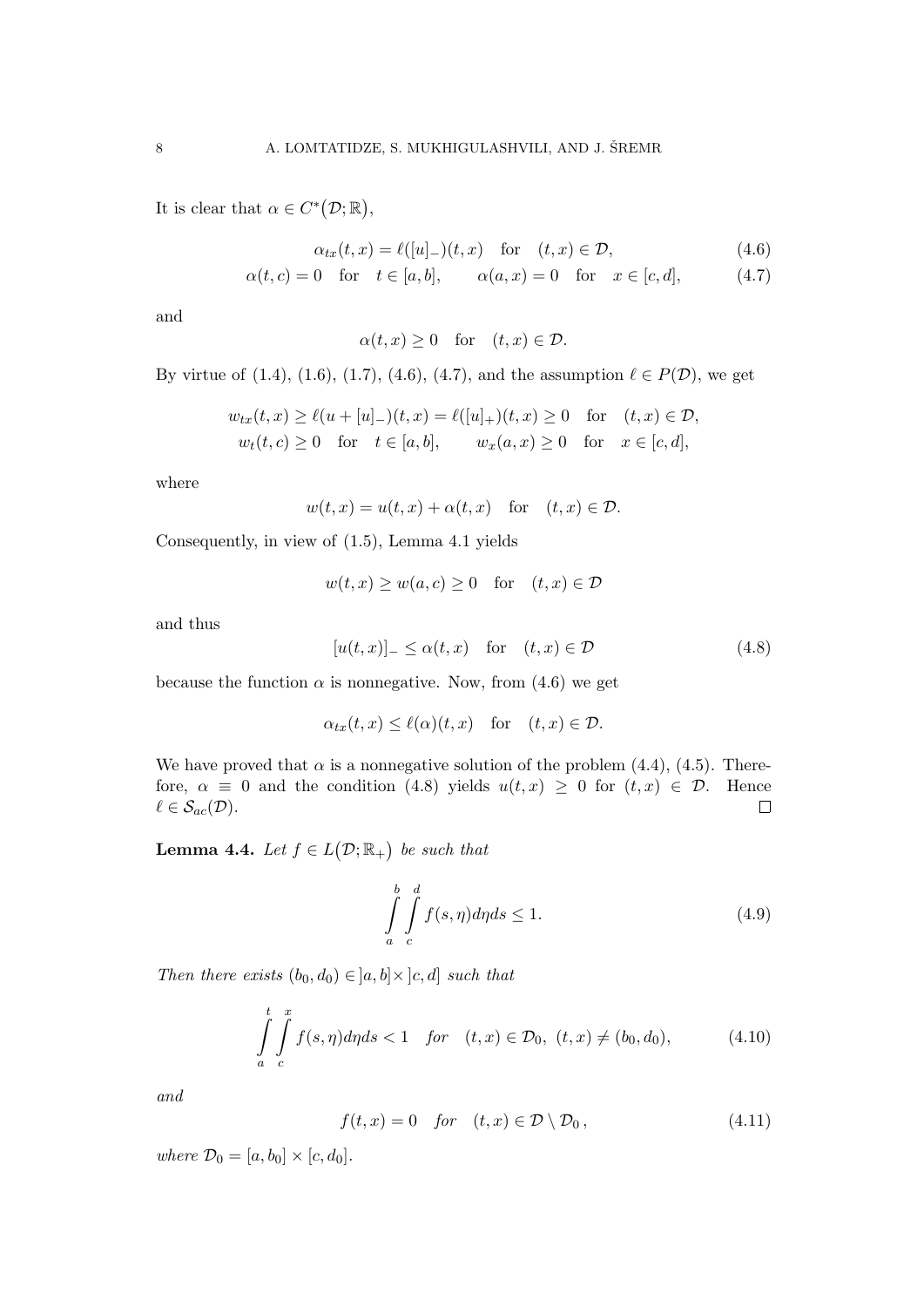It is clear that $\alpha \in C^*(\mathcal{D};\mathbb{R})$,

$$\alpha_{tx}(t,x) = \ell([u]_-)(t,x) \quad \text{for} \quad (t,x) \in \mathcal{D}, \tag{4.6}$$

$$\alpha(t,c) = 0 \quad \text{for} \quad t \in [a,b], \qquad \alpha(a,x) = 0 \quad \text{for} \quad x \in [c,d], \tag{4.7}$$

and

$$\alpha(t,x) \geq 0 \quad \text{for} \quad (t,x) \in \mathcal{D}.$$

By virtue of (1.4), (1.6), (1.7), (4.6), (4.7), and the assumption $\ell \in P(\mathcal{D})$, we get

$$w_{tx}(t,x) \geq \ell(u + [u]_-)(t,x) = \ell([u]_+)(t,x) \geq 0 \quad \text{for} \quad (t,x) \in \mathcal{D},$$

$$w_t(t,c) \geq 0 \quad \text{for} \quad t \in [a,b], \qquad w_x(a,x) \geq 0 \quad \text{for} \quad x \in [c,d],$$

where

$$w(t,x) = u(t,x) + \alpha(t,x) \quad \text{for} \quad (t,x) \in \mathcal{D}.$$

Consequently, in view of (1.5), Lemma 4.1 yields

$$w(t,x) \geq w(a,c) \geq 0 \quad \text{for} \quad (t,x) \in \mathcal{D}$$

and thus

$$[u(t,x)]_- \leq \alpha(t,x) \quad \text{for} \quad (t,x) \in \mathcal{D} \tag{4.8}$$

because the function $\alpha$ is nonnegative. Now, from (4.6) we get

$$\alpha_{tx}(t,x) \leq \ell(\alpha)(t,x) \quad \text{for} \quad (t,x) \in \mathcal{D}.$$

We have proved that $\alpha$ is a nonnegative solution of the problem (4.4), (4.5). Therefore, $\alpha \equiv 0$ and the condition (4.8) yields $u(t,x) \geq 0$ for $(t,x) \in \mathcal{D}$. Hence $\ell \in \mathcal{S}_{ac}(\mathcal{D})$. $\square$

**Lemma 4.4.** *Let $f \in L(\mathcal{D};\mathbb{R}_+)$ be such that*

$$\int_a^b \int_c^d f(s,\eta)\,d\eta\,ds \leq 1. \tag{4.9}$$

*Then there exists $(b_0,d_0) \in \,]a,b] \times \,]c,d]$ such that*

$$\int_a^t \int_c^x f(s,\eta)\,d\eta\,ds < 1 \quad \textit{for} \quad (t,x) \in \mathcal{D}_0,\ (t,x) \neq (b_0,d_0), \tag{4.10}$$

*and*

$$f(t,x) = 0 \quad \textit{for} \quad (t,x) \in \mathcal{D} \setminus \mathcal{D}_0\,, \tag{4.11}$$

*where $\mathcal{D}_0 = [a,b_0] \times [c,d_0]$.*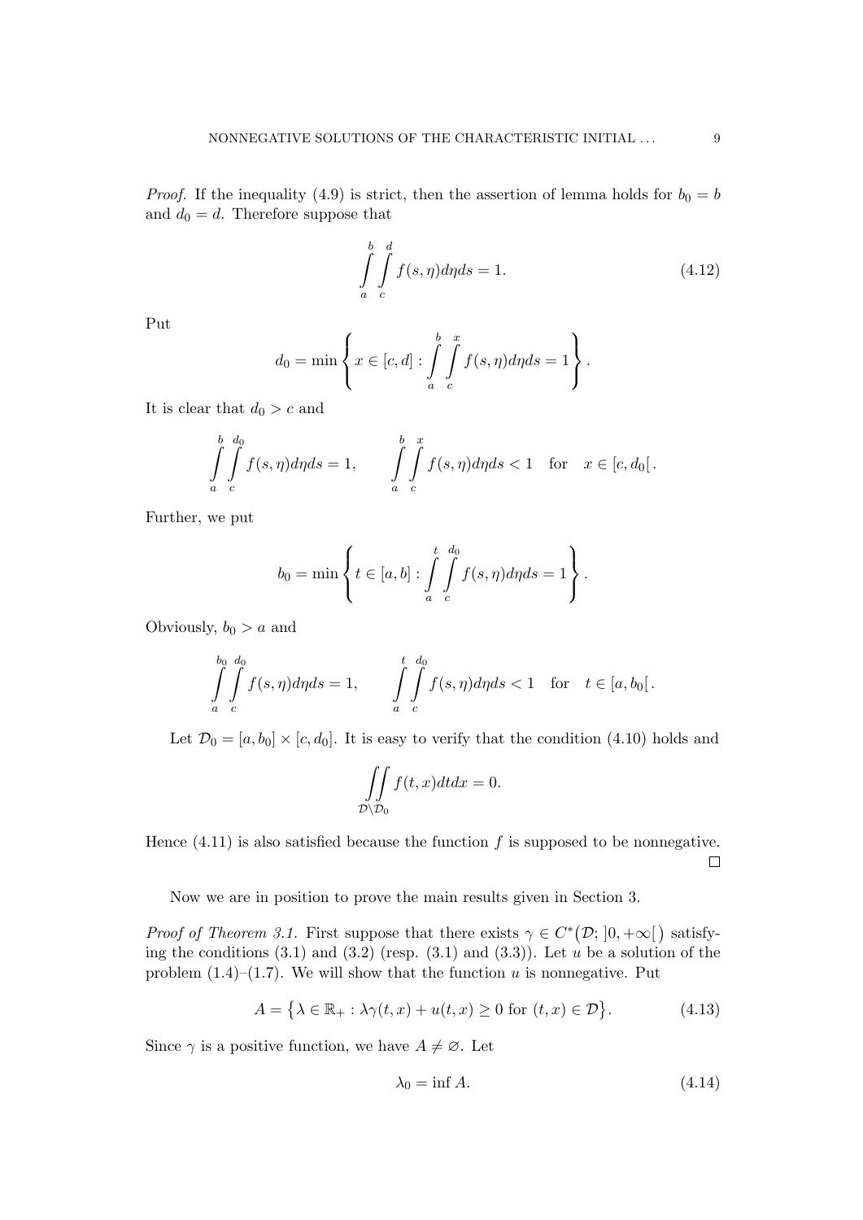*Proof.* If the inequality (4.9) is strict, then the assertion of lemma holds for $b_0 = b$ and $d_0 = d$. Therefore suppose that

$$\int_a^b \int_c^d f(s,\eta) d\eta ds = 1. \tag{4.12}$$

Put

$$d_0 = \min \left\{ x \in [c,d] : \int_a^b \int_c^x f(s,\eta) d\eta ds = 1 \right\}.$$

It is clear that $d_0 > c$ and

$$\int_a^b \int_c^{d_0} f(s,\eta) d\eta ds = 1, \qquad \int_a^b \int_c^x f(s,\eta) d\eta ds < 1 \quad \text{for} \quad x \in [c, d_0[\,.$$

Further, we put

$$b_0 = \min \left\{ t \in [a,b] : \int_a^t \int_c^{d_0} f(s,\eta) d\eta ds = 1 \right\}.$$

Obviously, $b_0 > a$ and

$$\int_a^{b_0} \int_c^{d_0} f(s,\eta) d\eta ds = 1, \qquad \int_a^t \int_c^{d_0} f(s,\eta) d\eta ds < 1 \quad \text{for} \quad t \in [a, b_0[\,.$$

Let $\mathcal{D}_0 = [a, b_0] \times [c, d_0]$. It is easy to verify that the condition (4.10) holds and

$$\iint\limits_{\mathcal{D} \setminus \mathcal{D}_0} f(t,x) dt dx = 0.$$

Hence (4.11) is also satisfied because the function $f$ is supposed to be nonnegative. $\square$

Now we are in position to prove the main results given in Section 3.

*Proof of Theorem 3.1.* First suppose that there exists $\gamma \in C^*(\mathcal{D}; \,]0, +\infty[\,)$ satisfying the conditions (3.1) and (3.2) (resp. (3.1) and (3.3)). Let $u$ be a solution of the problem (1.4)–(1.7). We will show that the function $u$ is nonnegative. Put

$$A = \left\{ \lambda \in \mathbb{R}_+ : \lambda \gamma(t,x) + u(t,x) \geq 0 \text{ for } (t,x) \in \mathcal{D} \right\}. \tag{4.13}$$

Since $\gamma$ is a positive function, we have $A \neq \varnothing$. Let

$$\lambda_0 = \inf A. \tag{4.14}$$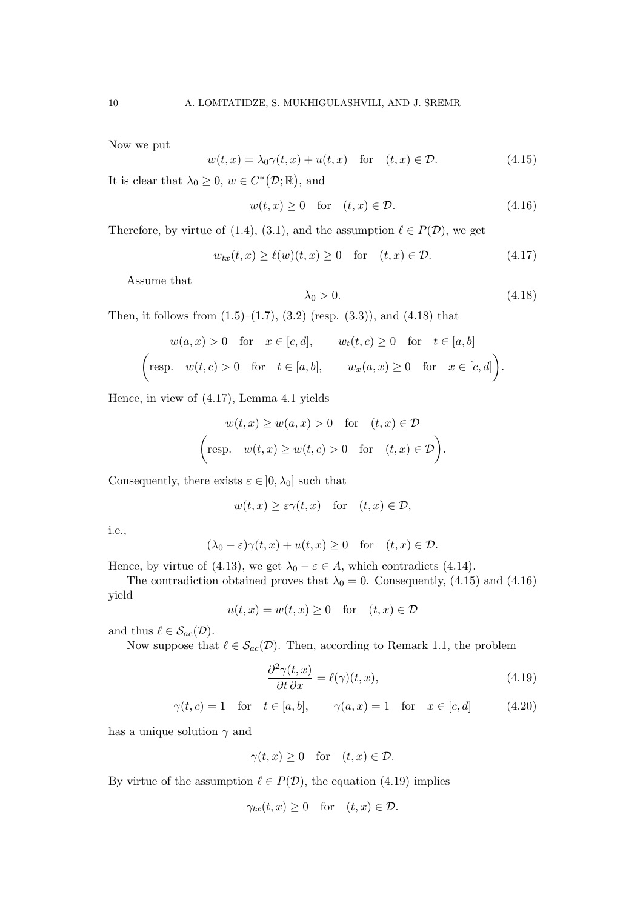Now we put

$$w(t,x) = \lambda_0 \gamma(t,x) + u(t,x) \quad \text{for} \quad (t,x) \in \mathcal{D}. \tag{4.15}$$

It is clear that $\lambda_0 \geq 0$, $w \in C^*(\mathcal{D}; \mathbb{R})$, and

$$w(t,x) \geq 0 \quad \text{for} \quad (t,x) \in \mathcal{D}. \tag{4.16}$$

Therefore, by virtue of (1.4), (3.1), and the assumption $\ell \in P(\mathcal{D})$, we get

$$w_{tx}(t,x) \geq \ell(w)(t,x) \geq 0 \quad \text{for} \quad (t,x) \in \mathcal{D}. \tag{4.17}$$

Assume that

$$\lambda_0 > 0. \tag{4.18}$$

Then, it follows from (1.5)–(1.7), (3.2) (resp. (3.3)), and (4.18) that

$$w(a,x) > 0 \quad \text{for} \quad x \in [c,d], \qquad w_t(t,c) \geq 0 \quad \text{for} \quad t \in [a,b]$$

$$\left(\text{resp.} \quad w(t,c) > 0 \quad \text{for} \quad t \in [a,b], \qquad w_x(a,x) \geq 0 \quad \text{for} \quad x \in [c,d]\right).$$

Hence, in view of (4.17), Lemma 4.1 yields

$$w(t,x) \geq w(a,x) > 0 \quad \text{for} \quad (t,x) \in \mathcal{D}$$

$$\left(\text{resp.} \quad w(t,x) \geq w(t,c) > 0 \quad \text{for} \quad (t,x) \in \mathcal{D}\right).$$

Consequently, there exists $\varepsilon \in ]0, \lambda_0]$ such that

$$w(t,x) \geq \varepsilon \gamma(t,x) \quad \text{for} \quad (t,x) \in \mathcal{D},$$

i.e.,

$$(\lambda_0 - \varepsilon)\gamma(t,x) + u(t,x) \geq 0 \quad \text{for} \quad (t,x) \in \mathcal{D}.$$

Hence, by virtue of (4.13), we get $\lambda_0 - \varepsilon \in A$, which contradicts (4.14).

The contradiction obtained proves that $\lambda_0 = 0$. Consequently, (4.15) and (4.16) yield

$$u(t,x) = w(t,x) \geq 0 \quad \text{for} \quad (t,x) \in \mathcal{D}$$

and thus $\ell \in \mathcal{S}_{ac}(\mathcal{D})$.

Now suppose that $\ell \in \mathcal{S}_{ac}(\mathcal{D})$. Then, according to Remark 1.1, the problem

$$\frac{\partial^2 \gamma(t,x)}{\partial t \, \partial x} = \ell(\gamma)(t,x), \tag{4.19}$$

$$\gamma(t,c) = 1 \quad \text{for} \quad t \in [a,b], \qquad \gamma(a,x) = 1 \quad \text{for} \quad x \in [c,d] \tag{4.20}$$

has a unique solution $\gamma$ and

$$\gamma(t,x) \geq 0 \quad \text{for} \quad (t,x) \in \mathcal{D}.$$

By virtue of the assumption $\ell \in P(\mathcal{D})$, the equation (4.19) implies

$$\gamma_{tx}(t,x) \geq 0 \quad \text{for} \quad (t,x) \in \mathcal{D}.$$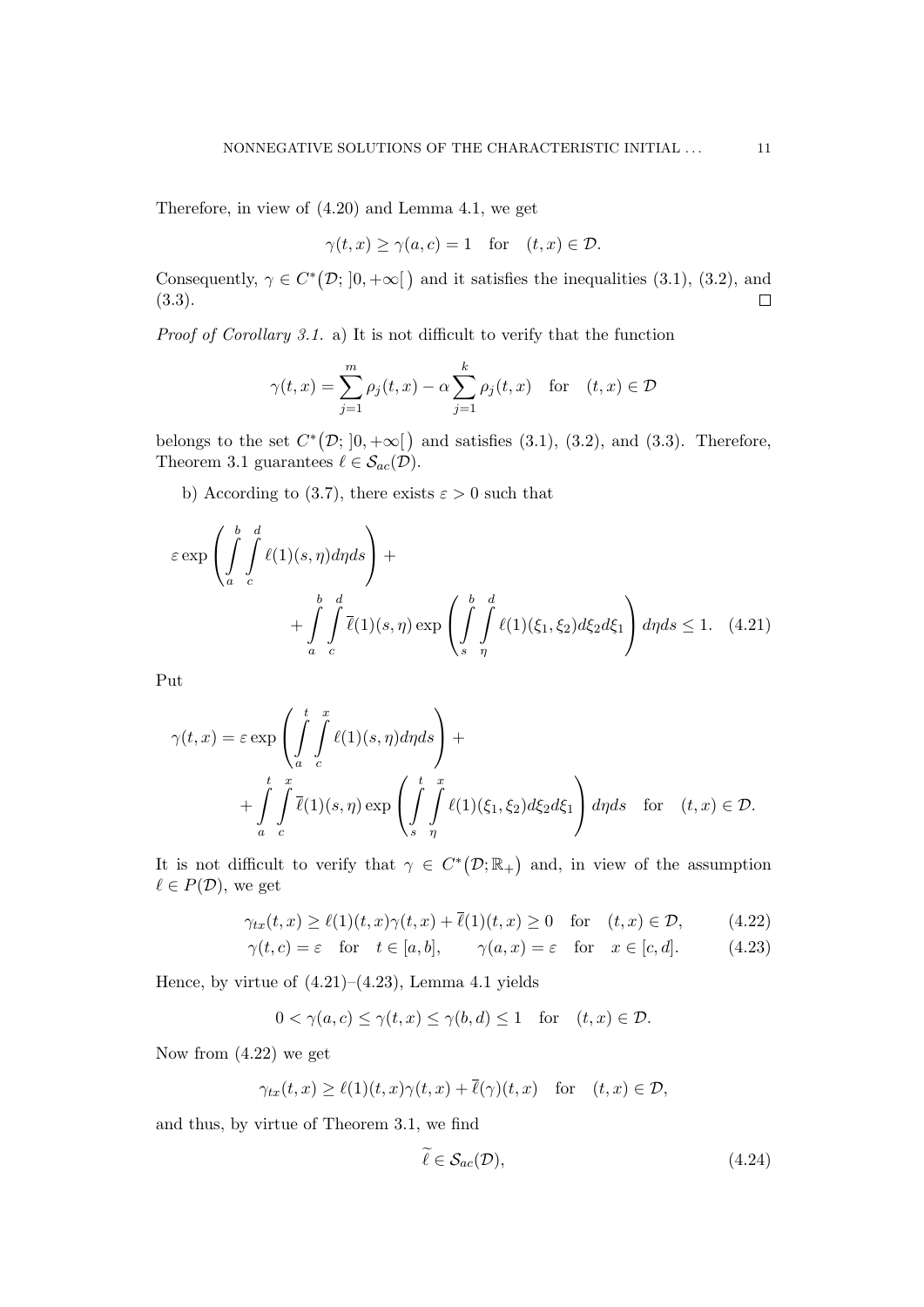Therefore, in view of (4.20) and Lemma 4.1, we get

$$\gamma(t,x) \geq \gamma(a,c) = 1 \quad \text{for} \quad (t,x) \in \mathcal{D}.$$

Consequently, $\gamma \in C^*\big(\mathcal{D}; \,]0,+\infty[\,\big)$ and it satisfies the inequalities (3.1), (3.2), and (3.3). $\square$

*Proof of Corollary 3.1.* a) It is not difficult to verify that the function

$$\gamma(t,x) = \sum_{j=1}^{m} \rho_j(t,x) - \alpha \sum_{j=1}^{k} \rho_j(t,x) \quad \text{for} \quad (t,x) \in \mathcal{D}$$

belongs to the set $C^*\big(\mathcal{D}; \,]0,+\infty[\,\big)$ and satisfies (3.1), (3.2), and (3.3). Therefore, Theorem 3.1 guarantees $\ell \in \mathcal{S}_{ac}(\mathcal{D})$.

b) According to (3.7), there exists $\varepsilon > 0$ such that

$$\varepsilon \exp\left( \int_a^b \int_c^d \ell(1)(s,\eta) d\eta ds \right) + \\ + \int_a^b \int_c^d \overline{\ell}(1)(s,\eta) \exp\left( \int_s^b \int_\eta^d \ell(1)(\xi_1,\xi_2) d\xi_2 d\xi_1 \right) d\eta ds \leq 1. \quad (4.21)$$

Put

$$\gamma(t,x) = \varepsilon \exp\left( \int_a^t \int_c^x \ell(1)(s,\eta) d\eta ds \right) + \\ + \int_a^t \int_c^x \overline{\ell}(1)(s,\eta) \exp\left( \int_s^t \int_\eta^x \ell(1)(\xi_1,\xi_2) d\xi_2 d\xi_1 \right) d\eta ds \quad \text{for} \quad (t,x) \in \mathcal{D}.$$

It is not difficult to verify that $\gamma \in C^*\big(\mathcal{D}; \mathbb{R}_+\big)$ and, in view of the assumption $\ell \in P(\mathcal{D})$, we get

$$\gamma_{tx}(t,x) \geq \ell(1)(t,x)\gamma(t,x) + \overline{\ell}(1)(t,x) \geq 0 \quad \text{for} \quad (t,x) \in \mathcal{D}, \qquad (4.22)$$

$$\gamma(t,c) = \varepsilon \quad \text{for} \quad t \in [a,b], \qquad \gamma(a,x) = \varepsilon \quad \text{for} \quad x \in [c,d]. \qquad (4.23)$$

Hence, by virtue of (4.21)–(4.23), Lemma 4.1 yields

$$0 < \gamma(a,c) \leq \gamma(t,x) \leq \gamma(b,d) \leq 1 \quad \text{for} \quad (t,x) \in \mathcal{D}.$$

Now from (4.22) we get

$$\gamma_{tx}(t,x) \geq \ell(1)(t,x)\gamma(t,x) + \overline{\ell}(\gamma)(t,x) \quad \text{for} \quad (t,x) \in \mathcal{D},$$

and thus, by virtue of Theorem 3.1, we find

$$\widetilde{\ell} \in \mathcal{S}_{ac}(\mathcal{D}), \qquad (4.24)$$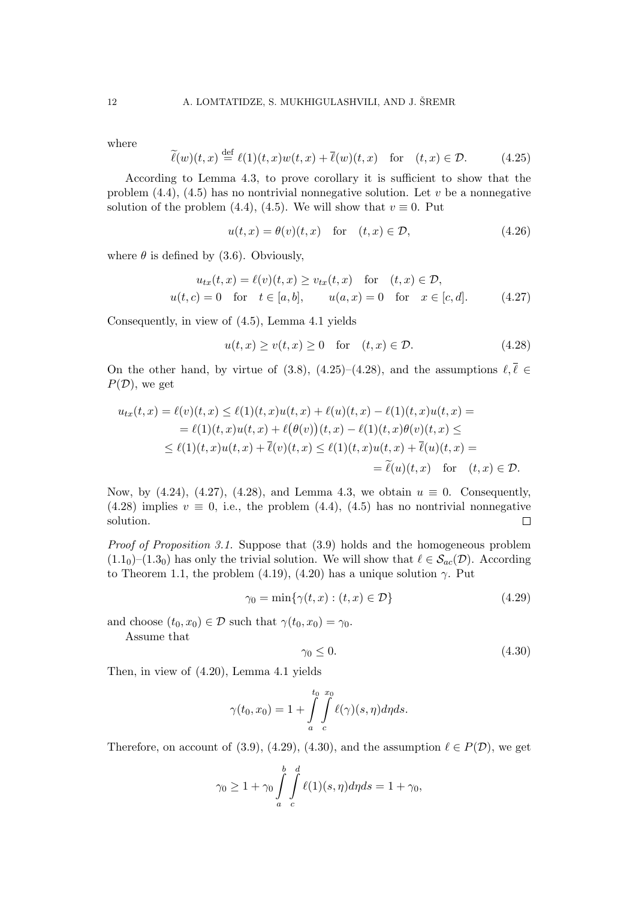where

$$\widetilde{\ell}(w)(t,x) \stackrel{\text{def}}{=} \ell(1)(t,x)w(t,x) + \overline{\ell}(w)(t,x) \quad \text{for} \quad (t,x) \in \mathcal{D}. \tag{4.25}$$

According to Lemma 4.3, to prove corollary it is sufficient to show that the problem (4.4), (4.5) has no nontrivial nonnegative solution. Let $v$ be a nonnegative solution of the problem (4.4), (4.5). We will show that $v \equiv 0$. Put

$$u(t,x) = \theta(v)(t,x) \quad \text{for} \quad (t,x) \in \mathcal{D}, \tag{4.26}$$

where $\theta$ is defined by (3.6). Obviously,

$$\begin{gathered} u_{tx}(t,x) = \ell(v)(t,x) \geq v_{tx}(t,x) \quad \text{for} \quad (t,x) \in \mathcal{D}, \\ u(t,c) = 0 \quad \text{for} \quad t \in [a,b], \qquad u(a,x) = 0 \quad \text{for} \quad x \in [c,d]. \end{gathered} \tag{4.27}$$

Consequently, in view of (4.5), Lemma 4.1 yields

$$u(t,x) \geq v(t,x) \geq 0 \quad \text{for} \quad (t,x) \in \mathcal{D}. \tag{4.28}$$

On the other hand, by virtue of (3.8), (4.25)–(4.28), and the assumptions $\ell, \overline{\ell} \in P(\mathcal{D})$, we get

$$\begin{aligned} u_{tx}(t,x) = \ell(v)(t,x) &\leq \ell(1)(t,x)u(t,x) + \ell(u)(t,x) - \ell(1)(t,x)u(t,x) = \\ &= \ell(1)(t,x)u(t,x) + \ell\big(\theta(v)\big)(t,x) - \ell(1)(t,x)\theta(v)(t,x) \leq \\ &\leq \ell(1)(t,x)u(t,x) + \overline{\ell}(v)(t,x) \leq \ell(1)(t,x)u(t,x) + \overline{\ell}(u)(t,x) = \\ &= \widetilde{\ell}(u)(t,x) \quad \text{for} \quad (t,x) \in \mathcal{D}. \end{aligned}$$

Now, by (4.24), (4.27), (4.28), and Lemma 4.3, we obtain $u \equiv 0$. Consequently, (4.28) implies $v \equiv 0$, i.e., the problem (4.4), (4.5) has no nontrivial nonnegative solution. ◻

*Proof of Proposition 3.1.* Suppose that (3.9) holds and the homogeneous problem $(1.1_0)$–$(1.3_0)$ has only the trivial solution. We will show that $\ell \in \mathcal{S}_{ac}(\mathcal{D})$. According to Theorem 1.1, the problem (4.19), (4.20) has a unique solution $\gamma$. Put

$$\gamma_0 = \min\{\gamma(t,x) : (t,x) \in \mathcal{D}\} \tag{4.29}$$

and choose $(t_0, x_0) \in \mathcal{D}$ such that $\gamma(t_0, x_0) = \gamma_0$.

Assume that

$$\gamma_0 \leq 0. \tag{4.30}$$

Then, in view of (4.20), Lemma 4.1 yields

$$\gamma(t_0, x_0) = 1 + \int_a^{t_0} \int_c^{x_0} \ell(\gamma)(s,\eta) d\eta ds.$$

Therefore, on account of (3.9), (4.29), (4.30), and the assumption $\ell \in P(\mathcal{D})$, we get

$$\gamma_0 \geq 1 + \gamma_0 \int_a^b \int_c^d \ell(1)(s,\eta) d\eta ds = 1 + \gamma_0,$$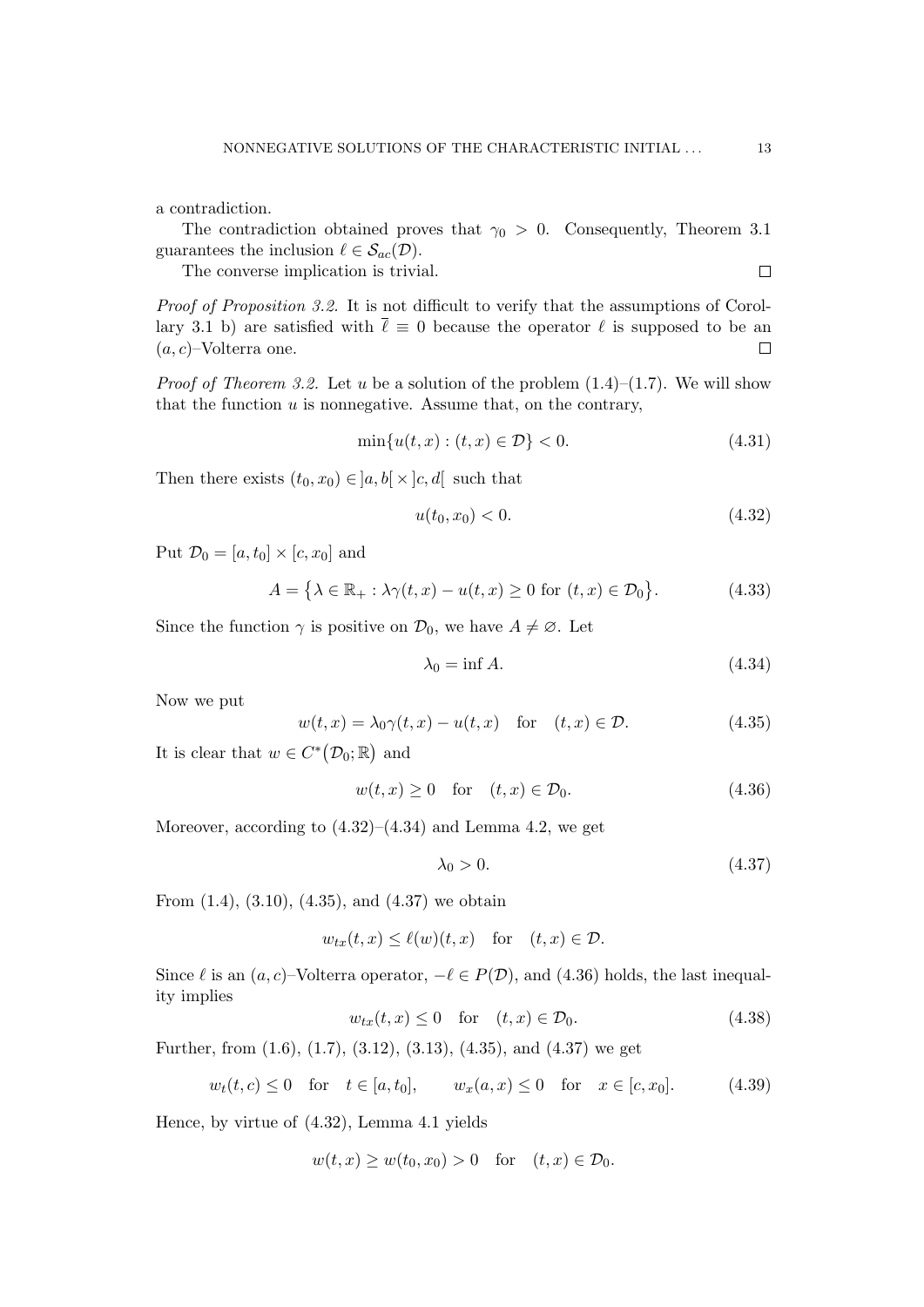a contradiction.

The contradiction obtained proves that $\gamma_0 > 0$. Consequently, Theorem 3.1 guarantees the inclusion $\ell \in \mathcal{S}_{ac}(\mathcal{D})$.

The converse implication is trivial. $\square$

*Proof of Proposition 3.2.* It is not difficult to verify that the assumptions of Corollary 3.1 b) are satisfied with $\overline{\ell} \equiv 0$ because the operator $\ell$ is supposed to be an $(a, c)$–Volterra one. $\square$

*Proof of Theorem 3.2.* Let $u$ be a solution of the problem (1.4)–(1.7). We will show that the function $u$ is nonnegative. Assume that, on the contrary,

$$\min\{u(t, x) : (t, x) \in \mathcal{D}\} < 0. \tag{4.31}$$

Then there exists $(t_0, x_0) \in ]a, b[ \times ]c, d[$ such that

$$u(t_0, x_0) < 0. \tag{4.32}$$

Put $\mathcal{D}_0 = [a, t_0] \times [c, x_0]$ and

$$A = \big\{\lambda \in \mathbb{R}_+ : \lambda\gamma(t, x) - u(t, x) \geq 0 \text{ for } (t, x) \in \mathcal{D}_0\big\}. \tag{4.33}$$

Since the function $\gamma$ is positive on $\mathcal{D}_0$, we have $A \neq \varnothing$. Let

$$\lambda_0 = \inf A. \tag{4.34}$$

Now we put

$$w(t, x) = \lambda_0\gamma(t, x) - u(t, x) \quad \text{for} \quad (t, x) \in \mathcal{D}. \tag{4.35}$$

It is clear that $w \in C^*\big(\mathcal{D}_0; \mathbb{R}\big)$ and

$$w(t, x) \geq 0 \quad \text{for} \quad (t, x) \in \mathcal{D}_0. \tag{4.36}$$

Moreover, according to (4.32)–(4.34) and Lemma 4.2, we get

$$\lambda_0 > 0. \tag{4.37}$$

From (1.4), (3.10), (4.35), and (4.37) we obtain

$$w_{tx}(t, x) \leq \ell(w)(t, x) \quad \text{for} \quad (t, x) \in \mathcal{D}.$$

Since $\ell$ is an $(a, c)$–Volterra operator, $-\ell \in P(\mathcal{D})$, and (4.36) holds, the last inequality implies

$$w_{tx}(t, x) \leq 0 \quad \text{for} \quad (t, x) \in \mathcal{D}_0. \tag{4.38}$$

Further, from (1.6), (1.7), (3.12), (3.13), (4.35), and (4.37) we get

$$w_t(t, c) \leq 0 \quad \text{for} \quad t \in [a, t_0], \qquad w_x(a, x) \leq 0 \quad \text{for} \quad x \in [c, x_0]. \tag{4.39}$$

Hence, by virtue of (4.32), Lemma 4.1 yields

$$w(t, x) \geq w(t_0, x_0) > 0 \quad \text{for} \quad (t, x) \in \mathcal{D}_0.$$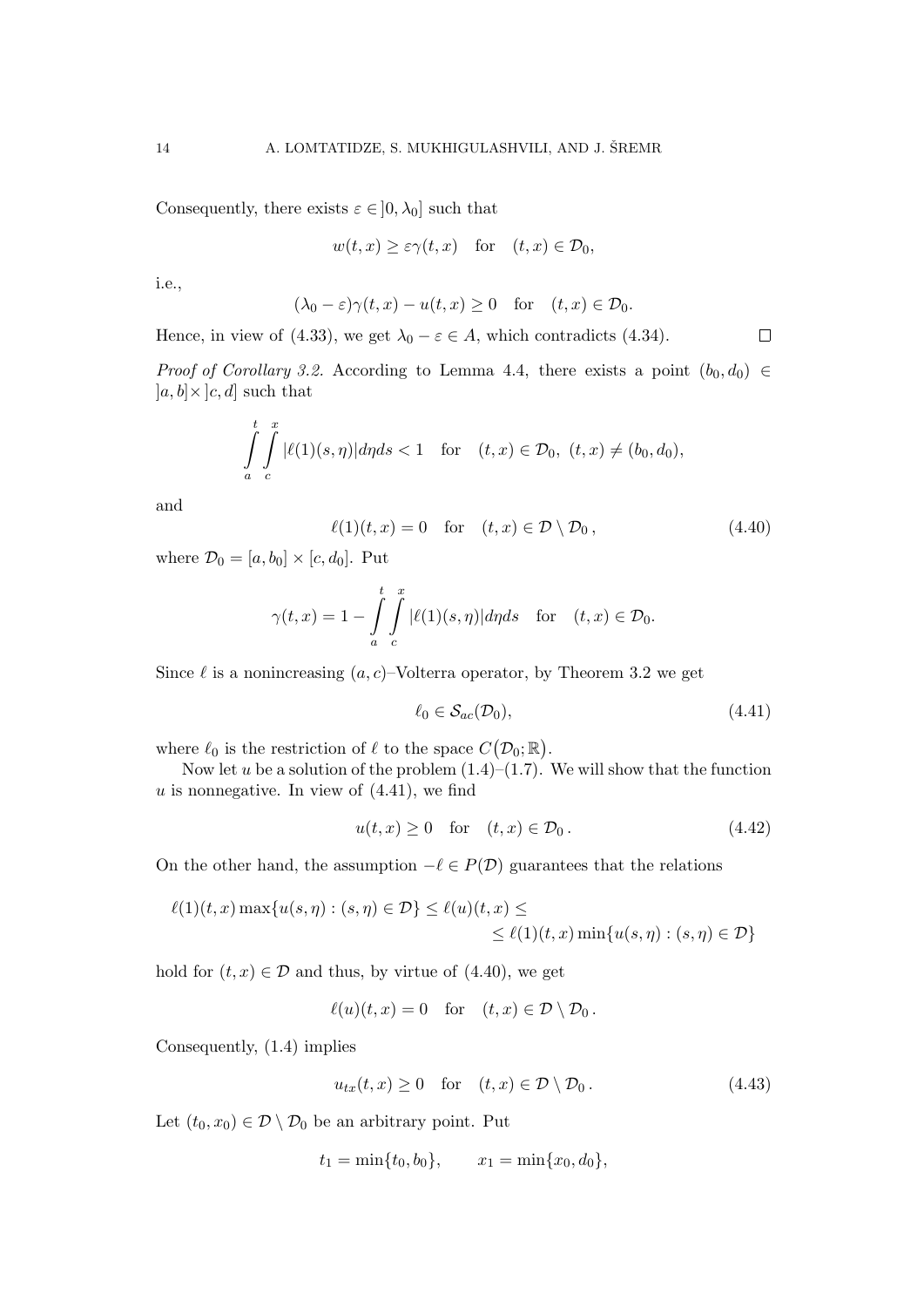Consequently, there exists $\varepsilon \in ]0, \lambda_0]$ such that

$$w(t,x) \geq \varepsilon\gamma(t,x) \quad \text{for} \quad (t,x) \in \mathcal{D}_0,$$

i.e.,

$$(\lambda_0 - \varepsilon)\gamma(t,x) - u(t,x) \geq 0 \quad \text{for} \quad (t,x) \in \mathcal{D}_0.$$

Hence, in view of (4.33), we get $\lambda_0 - \varepsilon \in A$, which contradicts (4.34). $\square$

*Proof of Corollary 3.2.* According to Lemma 4.4, there exists a point $(b_0, d_0) \in ]a,b] \times ]c,d]$ such that

$$\int_a^t \int_c^x |\ell(1)(s,\eta)| d\eta ds < 1 \quad \text{for} \quad (t,x) \in \mathcal{D}_0, \ (t,x) \neq (b_0, d_0),$$

and

$$\ell(1)(t,x) = 0 \quad \text{for} \quad (t,x) \in \mathcal{D} \setminus \mathcal{D}_0\,, \tag{4.40}$$

where $\mathcal{D}_0 = [a, b_0] \times [c, d_0]$. Put

$$\gamma(t,x) = 1 - \int_a^t \int_c^x |\ell(1)(s,\eta)| d\eta ds \quad \text{for} \quad (t,x) \in \mathcal{D}_0.$$

Since $\ell$ is a nonincreasing $(a,c)$–Volterra operator, by Theorem 3.2 we get

$$\ell_0 \in \mathcal{S}_{ac}(\mathcal{D}_0), \tag{4.41}$$

where $\ell_0$ is the restriction of $\ell$ to the space $C(\mathcal{D}_0; \mathbb{R})$.

Now let $u$ be a solution of the problem (1.4)–(1.7). We will show that the function $u$ is nonnegative. In view of (4.41), we find

$$u(t,x) \geq 0 \quad \text{for} \quad (t,x) \in \mathcal{D}_0\,. \tag{4.42}$$

On the other hand, the assumption $-\ell \in P(\mathcal{D})$ guarantees that the relations

$$\ell(1)(t,x) \max\{u(s,\eta) : (s,\eta) \in \mathcal{D}\} \leq \ell(u)(t,x) \leq \\ \leq \ell(1)(t,x) \min\{u(s,\eta) : (s,\eta) \in \mathcal{D}\}$$

hold for $(t,x) \in \mathcal{D}$ and thus, by virtue of (4.40), we get

$$\ell(u)(t,x) = 0 \quad \text{for} \quad (t,x) \in \mathcal{D} \setminus \mathcal{D}_0\,.$$

Consequently, (1.4) implies

$$u_{tx}(t,x) \geq 0 \quad \text{for} \quad (t,x) \in \mathcal{D} \setminus \mathcal{D}_0\,. \tag{4.43}$$

Let $(t_0, x_0) \in \mathcal{D} \setminus \mathcal{D}_0$ be an arbitrary point. Put

$$t_1 = \min\{t_0, b_0\}, \qquad x_1 = \min\{x_0, d_0\},$$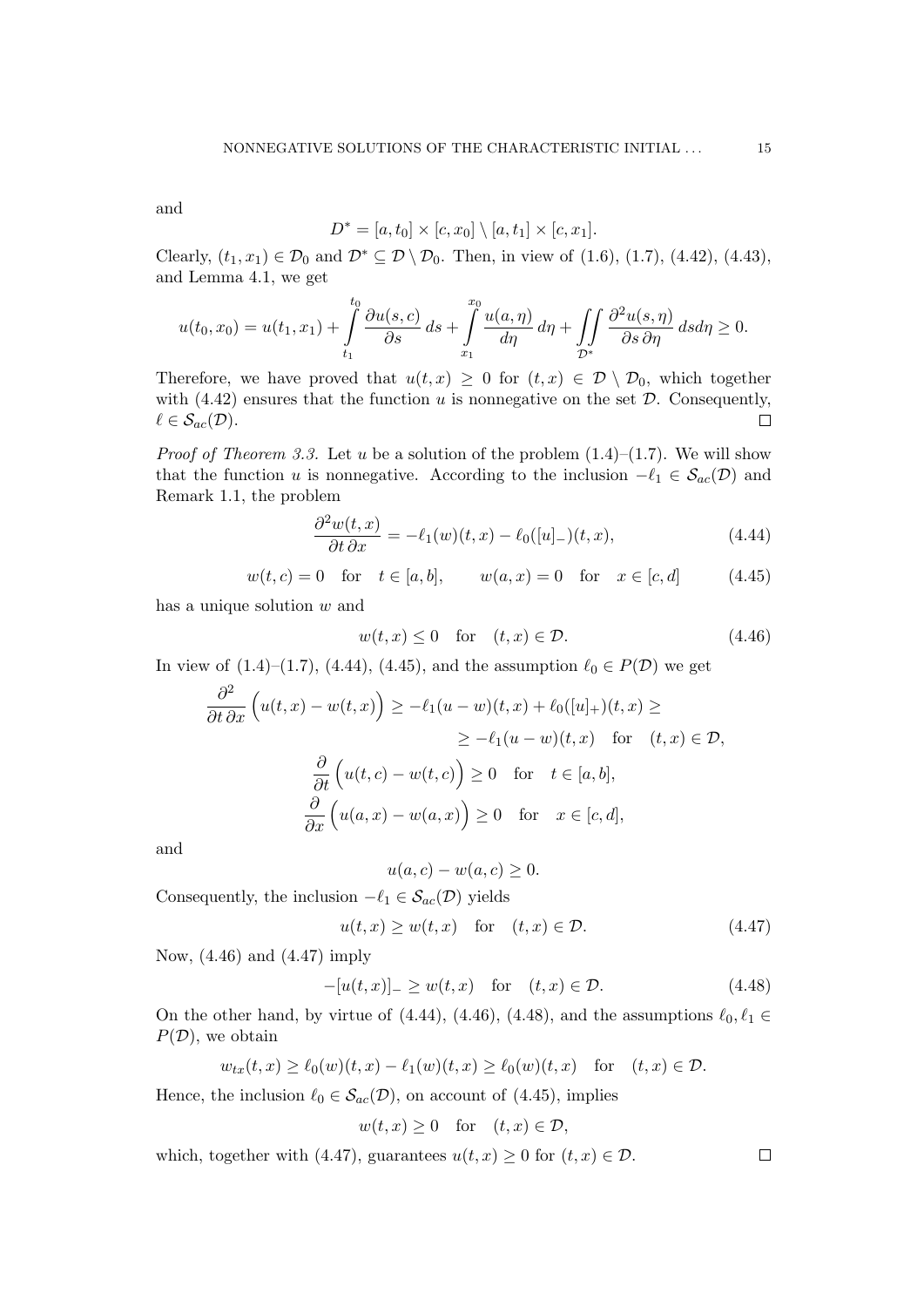and

$$D^* = [a, t_0] \times [c, x_0] \setminus [a, t_1] \times [c, x_1].$$

Clearly, $(t_1, x_1) \in \mathcal{D}_0$ and $\mathcal{D}^* \subseteq \mathcal{D} \setminus \mathcal{D}_0$. Then, in view of (1.6), (1.7), (4.42), (4.43), and Lemma 4.1, we get

$$u(t_0, x_0) = u(t_1, x_1) + \int\limits_{t_1}^{t_0} \frac{\partial u(s, c)}{\partial s}\, ds + \int\limits_{x_1}^{x_0} \frac{u(a, \eta)}{d\eta}\, d\eta + \iint\limits_{\mathcal{D}^*} \frac{\partial^2 u(s, \eta)}{\partial s\, \partial \eta}\, ds d\eta \geq 0.$$

Therefore, we have proved that $u(t, x) \geq 0$ for $(t, x) \in \mathcal{D} \setminus \mathcal{D}_0$, which together with (4.42) ensures that the function $u$ is nonnegative on the set $\mathcal{D}$. Consequently, $\ell \in \mathcal{S}_{ac}(\mathcal{D})$. $\square$

*Proof of Theorem 3.3.* Let $u$ be a solution of the problem (1.4)–(1.7). We will show that the function $u$ is nonnegative. According to the inclusion $-\ell_1 \in \mathcal{S}_{ac}(\mathcal{D})$ and Remark 1.1, the problem

$$\frac{\partial^2 w(t, x)}{\partial t\, \partial x} = -\ell_1(w)(t, x) - \ell_0([u]_-)(t, x), \tag{4.44}$$

$$w(t, c) = 0 \quad \text{for} \quad t \in [a, b], \qquad w(a, x) = 0 \quad \text{for} \quad x \in [c, d] \tag{4.45}$$

has a unique solution $w$ and

$$w(t, x) \leq 0 \quad \text{for} \quad (t, x) \in \mathcal{D}. \tag{4.46}$$

In view of (1.4)–(1.7), (4.44), (4.45), and the assumption $\ell_0 \in P(\mathcal{D})$ we get

$$\begin{aligned}
\frac{\partial^2}{\partial t\, \partial x}\Big(u(t, x) - w(t, x)\Big) &\geq -\ell_1(u - w)(t, x) + \ell_0([u]_+)(t, x) \geq \\
&\geq -\ell_1(u - w)(t, x) \quad \text{for} \quad (t, x) \in \mathcal{D}, \\
\frac{\partial}{\partial t}\Big(u(t, c) - w(t, c)\Big) &\geq 0 \quad \text{for} \quad t \in [a, b], \\
\frac{\partial}{\partial x}\Big(u(a, x) - w(a, x)\Big) &\geq 0 \quad \text{for} \quad x \in [c, d],
\end{aligned}$$

and

$$u(a, c) - w(a, c) \geq 0.$$

Consequently, the inclusion $-\ell_1 \in \mathcal{S}_{ac}(\mathcal{D})$ yields

$$u(t, x) \geq w(t, x) \quad \text{for} \quad (t, x) \in \mathcal{D}. \tag{4.47}$$

Now, (4.46) and (4.47) imply

$$-[u(t, x)]_- \geq w(t, x) \quad \text{for} \quad (t, x) \in \mathcal{D}. \tag{4.48}$$

On the other hand, by virtue of (4.44), (4.46), (4.48), and the assumptions $\ell_0, \ell_1 \in P(\mathcal{D})$, we obtain

$$w_{tx}(t, x) \geq \ell_0(w)(t, x) - \ell_1(w)(t, x) \geq \ell_0(w)(t, x) \quad \text{for} \quad (t, x) \in \mathcal{D}.$$

Hence, the inclusion $\ell_0 \in \mathcal{S}_{ac}(\mathcal{D})$, on account of (4.45), implies

$$w(t, x) \geq 0 \quad \text{for} \quad (t, x) \in \mathcal{D},$$

which, together with (4.47), guarantees $u(t, x) \geq 0$ for $(t, x) \in \mathcal{D}$. $\square$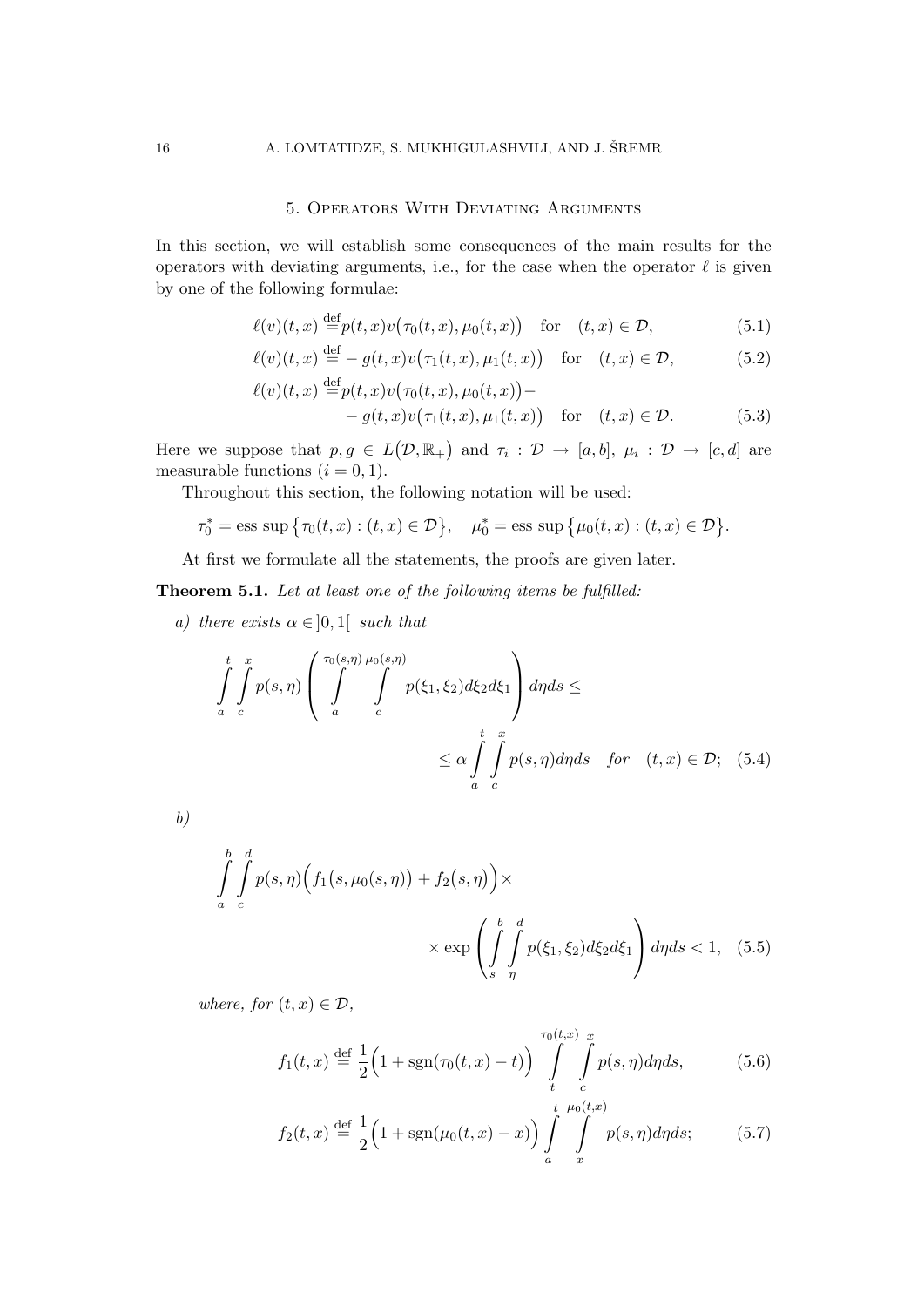## 5. Operators With Deviating Arguments

In this section, we will establish some consequences of the main results for the operators with deviating arguments, i.e., for the case when the operator $\ell$ is given by one of the following formulae:

$$\ell(v)(t,x) \stackrel{\text{def}}{=} p(t,x)v\big(\tau_0(t,x),\mu_0(t,x)\big) \quad \text{for} \quad (t,x) \in \mathcal{D}, \tag{5.1}$$

$$\ell(v)(t,x) \stackrel{\text{def}}{=} -\, g(t,x)v\big(\tau_1(t,x),\mu_1(t,x)\big) \quad \text{for} \quad (t,x) \in \mathcal{D}, \tag{5.2}$$

$$\begin{aligned}\ell(v)(t,x) \stackrel{\text{def}}{=} & p(t,x)v\big(\tau_0(t,x),\mu_0(t,x)\big) - \\ & - g(t,x)v\big(\tau_1(t,x),\mu_1(t,x)\big) \quad \text{for} \quad (t,x) \in \mathcal{D}.\end{aligned} \tag{5.3}$$

Here we suppose that $p, g \in L\big(\mathcal{D},\mathbb{R}_+\big)$ and $\tau_i : \mathcal{D} \to [a,b]$, $\mu_i : \mathcal{D} \to [c,d]$ are measurable functions $(i = 0, 1)$.

Throughout this section, the following notation will be used:

$$\tau_0^* = \text{ess sup}\big\{\tau_0(t,x) : (t,x) \in \mathcal{D}\big\}, \quad \mu_0^* = \text{ess sup}\big\{\mu_0(t,x) : (t,x) \in \mathcal{D}\big\}.$$

At first we formulate all the statements, the proofs are given later.

**Theorem 5.1.** *Let at least one of the following items be fulfilled:*

*a) there exists $\alpha \in ]0,1[$ such that*

$$\int_a^t \int_c^x p(s,\eta) \left( \int_a^{\tau_0(s,\eta)} \int_c^{\mu_0(s,\eta)} p(\xi_1,\xi_2) d\xi_2 d\xi_1 \right) d\eta ds \le \alpha \int_a^t \int_c^x p(s,\eta) d\eta ds \quad \text{for} \quad (t,x) \in \mathcal{D}; \tag{5.4}$$

*b)*

$$\int_a^b \int_c^d p(s,\eta)\Big( f_1\big(s,\mu_0(s,\eta)\big) + f_2\big(s,\eta\big)\Big) \times \exp\left( \int_s^b \int_\eta^d p(\xi_1,\xi_2) d\xi_2 d\xi_1 \right) d\eta ds < 1, \tag{5.5}$$

*where, for $(t,x) \in \mathcal{D}$,*

$$f_1(t,x) \stackrel{\text{def}}{=} \frac{1}{2}\Big(1 + \text{sgn}(\tau_0(t,x) - t)\Big) \int_t^{\tau_0(t,x)} \int_c^x p(s,\eta) d\eta ds, \tag{5.6}$$

$$f_2(t,x) \stackrel{\text{def}}{=} \frac{1}{2}\Big(1 + \text{sgn}(\mu_0(t,x) - x)\Big) \int_a^t \int_x^{\mu_0(t,x)} p(s,\eta) d\eta ds; \tag{5.7}$$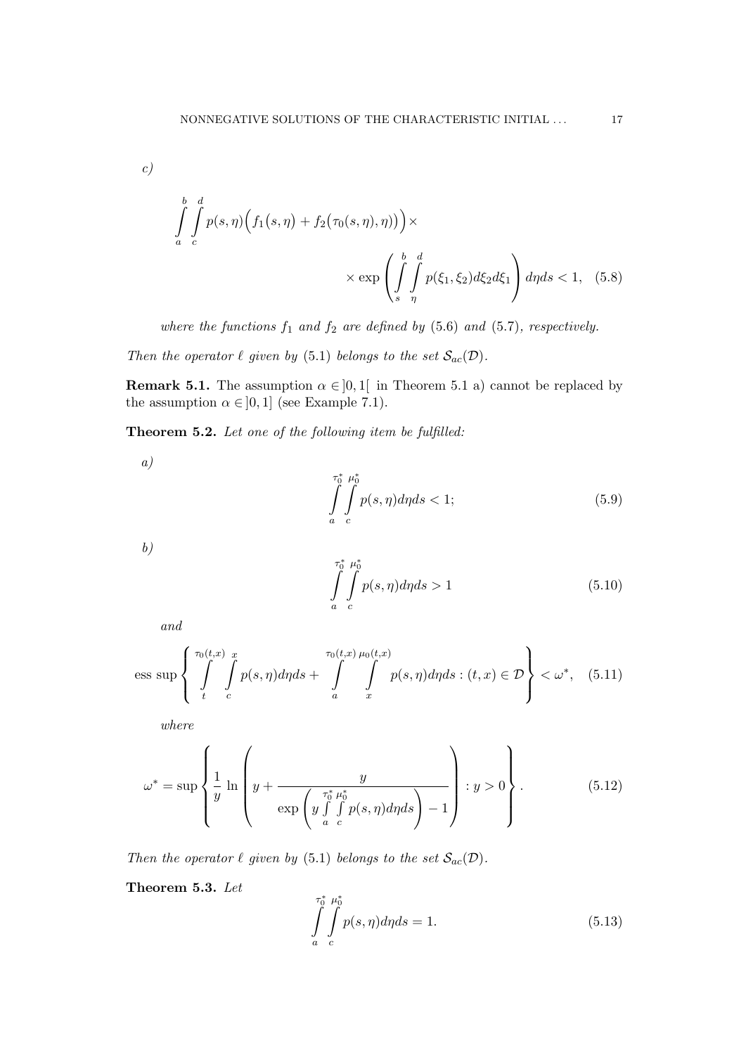*c)*

$$\int_a^b \int_c^d p(s,\eta)\Big(f_1\big(s,\eta\big)+f_2\big(\tau_0(s,\eta),\eta)\big)\Big)\times \\ \times \exp\left(\int_s^b \int_\eta^d p(\xi_1,\xi_2)d\xi_2 d\xi_1\right) d\eta ds < 1, \quad (5.8)$$

*where the functions $f_1$ and $f_2$ are defined by (5.6) and (5.7), respectively.*

*Then the operator $\ell$ given by (5.1) belongs to the set $\mathcal{S}_{ac}(\mathcal{D})$.*

**Remark 5.1.** The assumption $\alpha \in ]0,1[$ in Theorem 5.1 a) cannot be replaced by the assumption $\alpha \in ]0,1]$ (see Example 7.1).

**Theorem 5.2.** *Let one of the following item be fulfilled:*

*a)*

$$\int_a^{\tau_0^*} \int_c^{\mu_0^*} p(s,\eta) d\eta ds < 1; \quad (5.9)$$

*b)*

$$\int_a^{\tau_0^*} \int_c^{\mu_0^*} p(s,\eta) d\eta ds > 1 \quad (5.10)$$

*and*

$$\text{ess sup}\left\{ \int_t^{\tau_0(t,x)} \int_c^x p(s,\eta) d\eta ds + \int_a^{\tau_0(t,x)} \int_x^{\mu_0(t,x)} p(s,\eta) d\eta ds : (t,x) \in \mathcal{D} \right\} < \omega^*, \quad (5.11)$$

*where*

$$\omega^* = \sup\left\{ \frac{1}{y} \ln\left( y + \frac{y}{\exp\left( y \int_a^{\tau_0^*} \int_c^{\mu_0^*} p(s,\eta) d\eta ds \right) - 1} \right) : y > 0 \right\}. \quad (5.12)$$

*Then the operator $\ell$ given by (5.1) belongs to the set $\mathcal{S}_{ac}(\mathcal{D})$.*

**Theorem 5.3.** *Let*

$$\int_a^{\tau_0^*} \int_c^{\mu_0^*} p(s,\eta) d\eta ds = 1. \quad (5.13)$$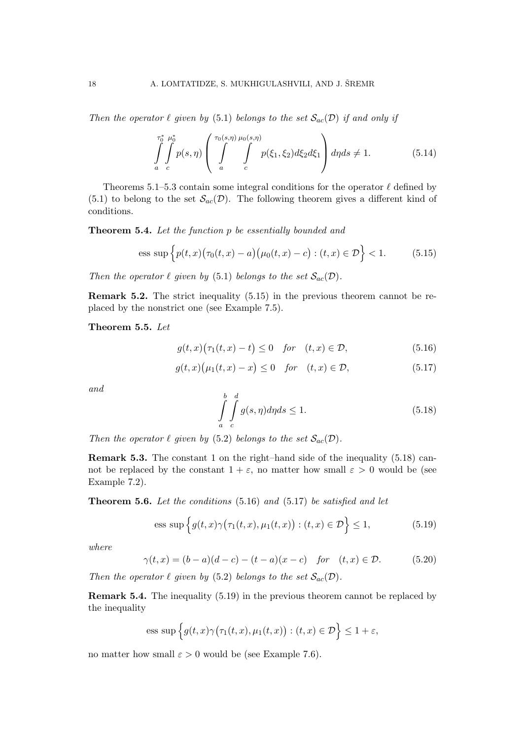*Then the operator $\ell$ given by* (5.1) *belongs to the set $\mathcal{S}_{ac}(\mathcal{D})$ if and only if*

$$\int_a^{\tau_0^*}\int_c^{\mu_0^*} p(s,\eta)\left(\int_a^{\tau_0(s,\eta)}\int_c^{\mu_0(s,\eta)} p(\xi_1,\xi_2)d\xi_2 d\xi_1\right)d\eta ds \neq 1. \tag{5.14}$$

Theorems 5.1–5.3 contain some integral conditions for the operator $\ell$ defined by (5.1) to belong to the set $\mathcal{S}_{ac}(\mathcal{D})$. The following theorem gives a different kind of conditions.

**Theorem 5.4.** *Let the function $p$ be essentially bounded and*

$$\text{ess sup}\Big\{p(t,x)\big(\tau_0(t,x)-a\big)\big(\mu_0(t,x)-c\big) : (t,x)\in\mathcal{D}\Big\} < 1. \tag{5.15}$$

*Then the operator $\ell$ given by* (5.1) *belongs to the set $\mathcal{S}_{ac}(\mathcal{D})$.*

**Remark 5.2.** The strict inequality (5.15) in the previous theorem cannot be replaced by the nonstrict one (see Example 7.5).

**Theorem 5.5.** *Let*

$$g(t,x)\big(\tau_1(t,x)-t\big)\leq 0 \quad \textit{for} \quad (t,x)\in\mathcal{D}, \tag{5.16}$$

$$g(t,x)\big(\mu_1(t,x)-x\big)\leq 0 \quad \textit{for} \quad (t,x)\in\mathcal{D}, \tag{5.17}$$

*and*

$$\int_a^b\int_c^d g(s,\eta)d\eta ds \leq 1. \tag{5.18}$$

*Then the operator $\ell$ given by* (5.2) *belongs to the set $\mathcal{S}_{ac}(\mathcal{D})$.*

**Remark 5.3.** The constant 1 on the right–hand side of the inequality (5.18) cannot be replaced by the constant $1+\varepsilon$, no matter how small $\varepsilon>0$ would be (see Example 7.2).

**Theorem 5.6.** *Let the conditions* (5.16) *and* (5.17) *be satisfied and let*

$$\text{ess sup}\Big\{g(t,x)\gamma\big(\tau_1(t,x),\mu_1(t,x)\big) : (t,x)\in\mathcal{D}\Big\}\leq 1, \tag{5.19}$$

*where*

$$\gamma(t,x) = (b-a)(d-c)-(t-a)(x-c) \quad \textit{for} \quad (t,x)\in\mathcal{D}. \tag{5.20}$$

*Then the operator $\ell$ given by* (5.2) *belongs to the set $\mathcal{S}_{ac}(\mathcal{D})$.*

**Remark 5.4.** The inequality (5.19) in the previous theorem cannot be replaced by the inequality

$$\text{ess sup}\Big\{g(t,x)\gamma\big(\tau_1(t,x),\mu_1(t,x)\big) : (t,x)\in\mathcal{D}\Big\}\leq 1+\varepsilon,$$

no matter how small $\varepsilon>0$ would be (see Example 7.6).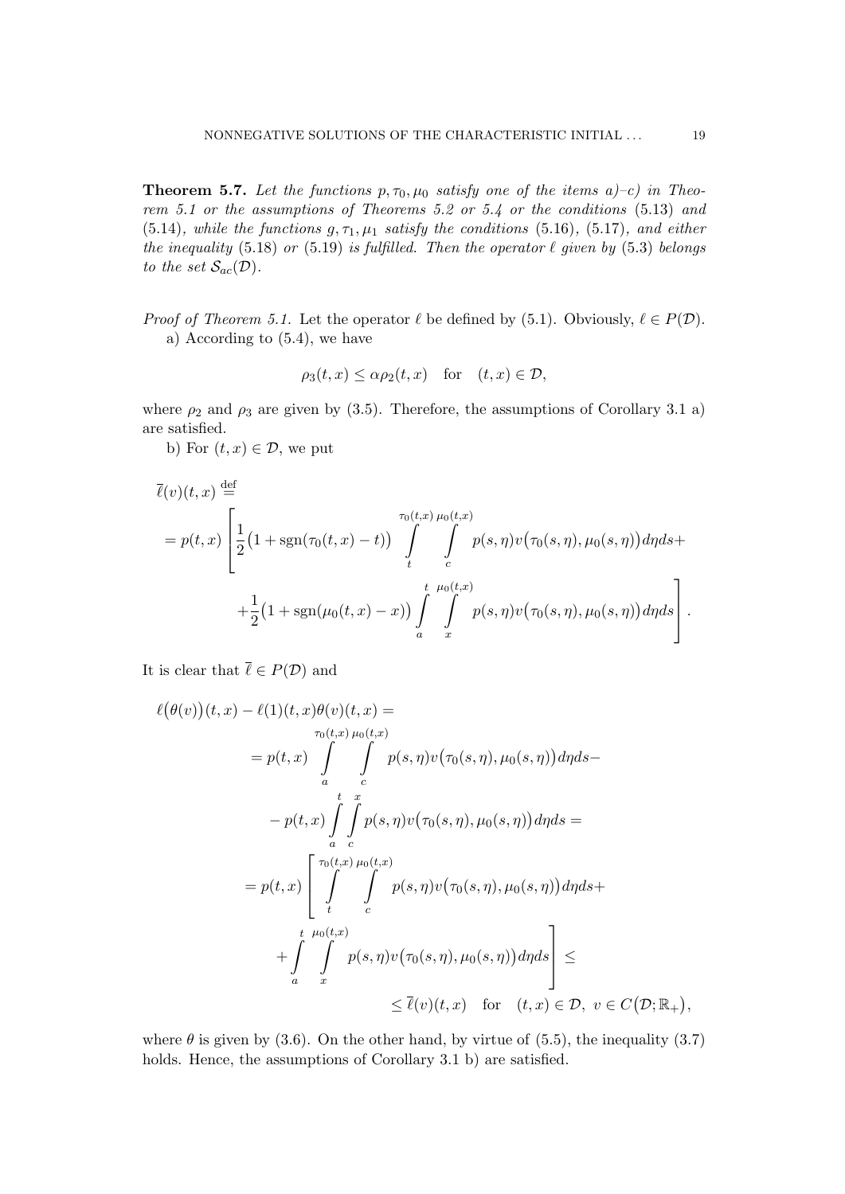**Theorem 5.7.** *Let the functions $p, \tau_0, \mu_0$ satisfy one of the items a)–c) in Theorem 5.1 or the assumptions of Theorems 5.2 or 5.4 or the conditions* (5.13) *and* (5.14)*, while the functions $g, \tau_1, \mu_1$ satisfy the conditions* (5.16)*,* (5.17)*, and either the inequality* (5.18) *or* (5.19) *is fulfilled. Then the operator $\ell$ given by* (5.3) *belongs to the set $\mathcal{S}_{ac}(\mathcal{D})$.*

*Proof of Theorem 5.1.* Let the operator $\ell$ be defined by (5.1). Obviously, $\ell \in P(\mathcal{D})$.

a) According to (5.4), we have

$$\rho_3(t,x) \le \alpha \rho_2(t,x) \quad \text{for} \quad (t,x) \in \mathcal{D},$$

where $\rho_2$ and $\rho_3$ are given by (3.5). Therefore, the assumptions of Corollary 3.1 a) are satisfied.

b) For $(t,x) \in \mathcal{D}$, we put

$$\begin{aligned}
&\overline{\ell}(v)(t,x) \overset{\text{def}}{=} \\
&= p(t,x) \Bigg[ \frac{1}{2}\big(1 + \operatorname{sgn}(\tau_0(t,x) - t)\big) \int\limits_t^{\tau_0(t,x)} \int\limits_c^{\mu_0(t,x)} p(s,\eta) v\big(\tau_0(s,\eta), \mu_0(s,\eta)\big) d\eta ds + \\
&\qquad + \frac{1}{2}\big(1 + \operatorname{sgn}(\mu_0(t,x) - x)\big) \int\limits_a^{t} \int\limits_x^{\mu_0(t,x)} p(s,\eta) v\big(\tau_0(s,\eta), \mu_0(s,\eta)\big) d\eta ds \Bigg].
\end{aligned}$$

It is clear that $\overline{\ell} \in P(\mathcal{D})$ and

$$\begin{aligned}
&\ell\big(\theta(v)\big)(t,x) - \ell(1)(t,x)\theta(v)(t,x) = \\
&\quad = p(t,x) \int\limits_a^{\tau_0(t,x)} \int\limits_c^{\mu_0(t,x)} p(s,\eta) v\big(\tau_0(s,\eta), \mu_0(s,\eta)\big) d\eta ds - \\
&\qquad - p(t,x) \int\limits_a^{t} \int\limits_c^{x} p(s,\eta) v\big(\tau_0(s,\eta), \mu_0(s,\eta)\big) d\eta ds = \\
&\quad = p(t,x) \Bigg[ \int\limits_t^{\tau_0(t,x)} \int\limits_c^{\mu_0(t,x)} p(s,\eta) v\big(\tau_0(s,\eta), \mu_0(s,\eta)\big) d\eta ds + \\
&\qquad + \int\limits_a^{t} \int\limits_x^{\mu_0(t,x)} p(s,\eta) v\big(\tau_0(s,\eta), \mu_0(s,\eta)\big) d\eta ds \Bigg] \le \\
&\qquad\qquad \le \overline{\ell}(v)(t,x) \quad \text{for} \quad (t,x) \in \mathcal{D}, \ v \in C\big(\mathcal{D}; \mathbb{R}_+\big),
\end{aligned}$$

where $\theta$ is given by (3.6). On the other hand, by virtue of (5.5), the inequality (3.7) holds. Hence, the assumptions of Corollary 3.1 b) are satisfied.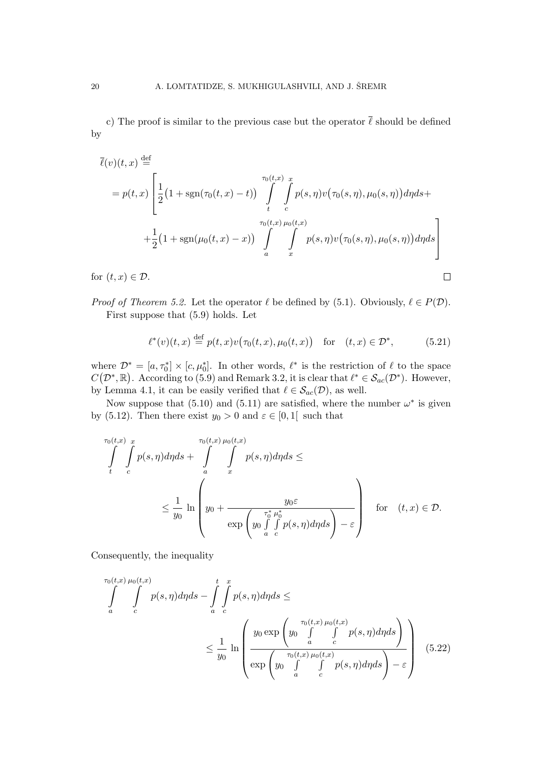c) The proof is similar to the previous case but the operator $\overline{\ell}$ should be defined by

$$
\begin{aligned}
&\overline{\ell}(v)(t,x) \stackrel{\text{def}}{=} \\
&= p(t,x)\left[\frac{1}{2}\big(1+\operatorname{sgn}(\tau_0(t,x)-t)\big)\int_t^{\tau_0(t,x)}\int_c^x p(s,\eta)v\big(\tau_0(s,\eta),\mu_0(s,\eta)\big)d\eta ds+\right.\\
&\qquad\left.+\frac{1}{2}\big(1+\operatorname{sgn}(\mu_0(t,x)-x)\big)\int_a^{\tau_0(t,x)}\int_x^{\mu_0(t,x)} p(s,\eta)v\big(\tau_0(s,\eta),\mu_0(s,\eta)\big)d\eta ds\right]
\end{aligned}
$$

for $(t,x)\in\mathcal{D}$. $\square$

*Proof of Theorem 5.2.* Let the operator $\ell$ be defined by (5.1). Obviously, $\ell\in P(\mathcal{D})$.

First suppose that (5.9) holds. Let

$$
\ell^*(v)(t,x) \stackrel{\text{def}}{=} p(t,x)v\big(\tau_0(t,x),\mu_0(t,x)\big) \quad \text{for} \quad (t,x)\in\mathcal{D}^*, \tag{5.21}
$$

where $\mathcal{D}^*=[a,\tau_0^*]\times[c,\mu_0^*]$. In other words, $\ell^*$ is the restriction of $\ell$ to the space $C\big(\mathcal{D}^*,\mathbb{R}\big)$. According to (5.9) and Remark 3.2, it is clear that $\ell^*\in\mathcal{S}_{ac}(\mathcal{D}^*)$. However, by Lemma 4.1, it can be easily verified that $\ell\in\mathcal{S}_{ac}(\mathcal{D})$, as well.

Now suppose that (5.10) and (5.11) are satisfied, where the number $\omega^*$ is given by (5.12). Then there exist $y_0>0$ and $\varepsilon\in[0,1[$ such that

$$
\begin{aligned}
&\int_t^{\tau_0(t,x)}\int_c^x p(s,\eta)d\eta ds+\int_a^{\tau_0(t,x)}\int_x^{\mu_0(t,x)} p(s,\eta)d\eta ds\leq\\
&\qquad\leq\frac{1}{y_0}\ln\left(y_0+\frac{y_0\varepsilon}{\exp\left(y_0\int_a^{\tau_0^*}\int_c^{\mu_0^*}p(s,\eta)d\eta ds\right)-\varepsilon}\right)\quad\text{for}\quad(t,x)\in\mathcal{D}.
\end{aligned}
$$

Consequently, the inequality

$$
\begin{aligned}
&\int_a^{\tau_0(t,x)}\int_c^{\mu_0(t,x)} p(s,\eta)d\eta ds-\int_a^t\int_c^x p(s,\eta)d\eta ds\leq\\
&\qquad\leq\frac{1}{y_0}\ln\left(\frac{y_0\exp\left(y_0\int_a^{\tau_0(t,x)}\int_c^{\mu_0(t,x)}p(s,\eta)d\eta ds\right)}{\exp\left(y_0\int_a^{\tau_0(t,x)}\int_c^{\mu_0(t,x)}p(s,\eta)d\eta ds\right)-\varepsilon}\right)
\end{aligned}\tag{5.22}
$$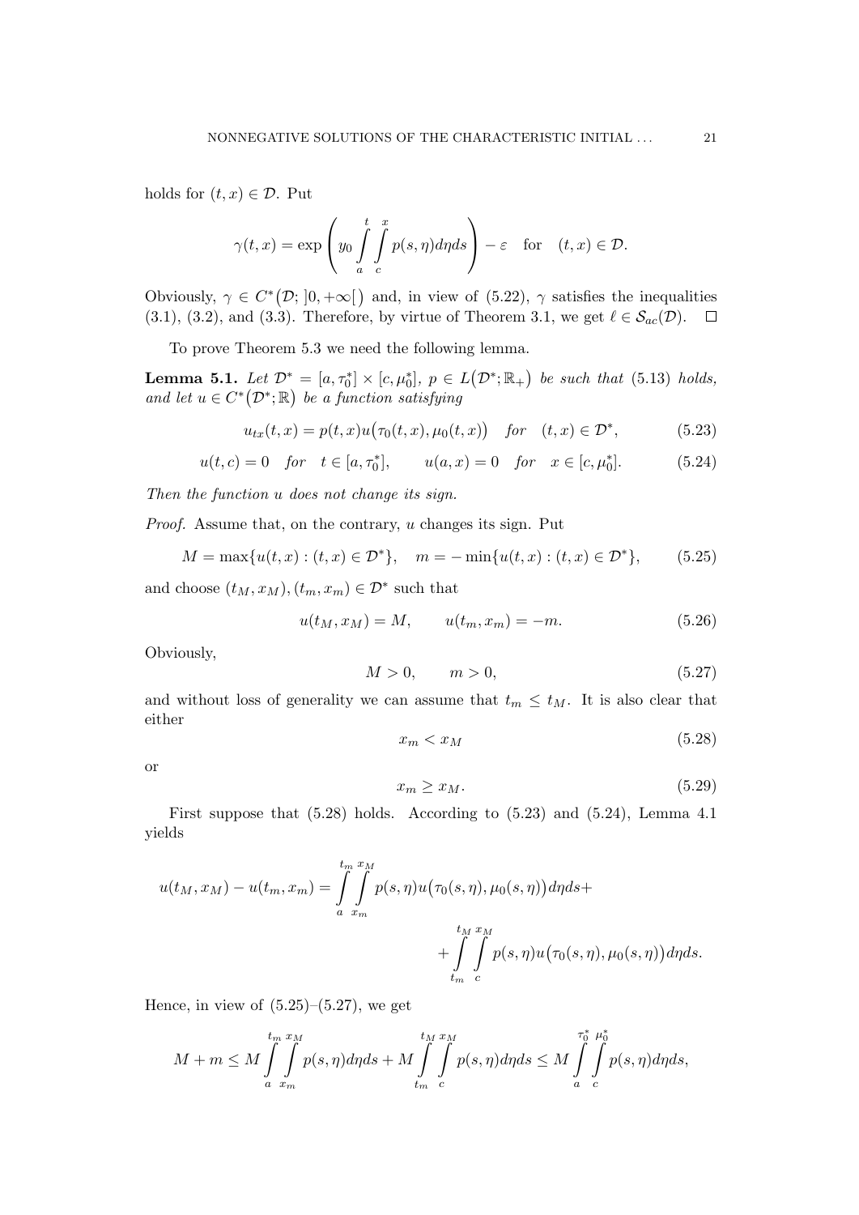holds for $(t,x) \in \mathcal{D}$. Put

$$\gamma(t,x) = \exp\left( y_0 \int_a^t \int_c^x p(s,\eta) d\eta ds \right) - \varepsilon \quad \text{for} \quad (t,x) \in \mathcal{D}.$$

Obviously, $\gamma \in C^*\big(\mathcal{D}; ]0,+\infty[\big)$ and, in view of (5.22), $\gamma$ satisfies the inequalities (3.1), (3.2), and (3.3). Therefore, by virtue of Theorem 3.1, we get $\ell \in \mathcal{S}_{ac}(\mathcal{D})$. $\square$

To prove Theorem 5.3 we need the following lemma.

**Lemma 5.1.** *Let $\mathcal{D}^* = [a, \tau_0^*] \times [c, \mu_0^*]$, $p \in L\big(\mathcal{D}^*; \mathbb{R}_+\big)$ be such that (5.13) holds, and let $u \in C^*\big(\mathcal{D}^*; \mathbb{R}\big)$ be a function satisfying*

$$u_{tx}(t,x) = p(t,x) u\big(\tau_0(t,x), \mu_0(t,x)\big) \quad \text{for} \quad (t,x) \in \mathcal{D}^*, \tag{5.23}$$

$$u(t,c) = 0 \quad \text{for} \quad t \in [a, \tau_0^*], \qquad u(a,x) = 0 \quad \text{for} \quad x \in [c, \mu_0^*]. \tag{5.24}$$

*Then the function $u$ does not change its sign.*

*Proof.* Assume that, on the contrary, $u$ changes its sign. Put

$$M = \max\{u(t,x) : (t,x) \in \mathcal{D}^*\}, \quad m = -\min\{u(t,x) : (t,x) \in \mathcal{D}^*\}, \tag{5.25}$$

and choose $(t_M, x_M), (t_m, x_m) \in \mathcal{D}^*$ such that

$$u(t_M, x_M) = M, \qquad u(t_m, x_m) = -m. \tag{5.26}$$

Obviously,

$$M > 0, \qquad m > 0, \tag{5.27}$$

and without loss of generality we can assume that $t_m \le t_M$. It is also clear that either

$$x_m < x_M \tag{5.28}$$

or

$$x_m \ge x_M. \tag{5.29}$$

First suppose that (5.28) holds. According to (5.23) and (5.24), Lemma 4.1 yields

$$u(t_M, x_M) - u(t_m, x_m) = \int_a^{t_m} \int_{x_m}^{x_M} p(s,\eta) u\big(\tau_0(s,\eta), \mu_0(s,\eta)\big) d\eta ds + \int_{t_m}^{t_M} \int_c^{x_M} p(s,\eta) u\big(\tau_0(s,\eta), \mu_0(s,\eta)\big) d\eta ds.$$

Hence, in view of (5.25)–(5.27), we get

$$M + m \le M \int_a^{t_m} \int_{x_m}^{x_M} p(s,\eta) d\eta ds + M \int_{t_m}^{t_M} \int_c^{x_M} p(s,\eta) d\eta ds \le M \int_a^{\tau_0^*} \int_c^{\mu_0^*} p(s,\eta) d\eta ds,$$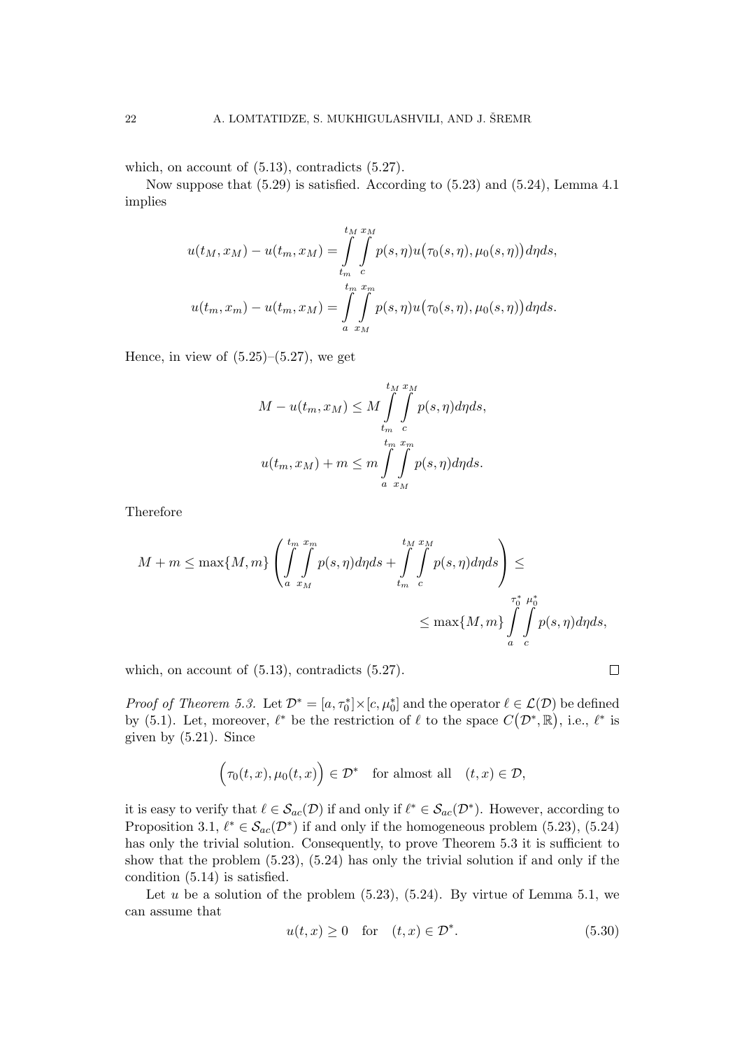which, on account of (5.13), contradicts (5.27).

Now suppose that (5.29) is satisfied. According to (5.23) and (5.24), Lemma 4.1 implies

$$u(t_M, x_M) - u(t_m, x_M) = \int_{t_m}^{t_M} \int_{c}^{x_M} p(s,\eta) u\big(\tau_0(s,\eta), \mu_0(s,\eta)\big) d\eta ds,$$

$$u(t_m, x_m) - u(t_m, x_M) = \int_{a}^{t_m} \int_{x_M}^{x_m} p(s,\eta) u\big(\tau_0(s,\eta), \mu_0(s,\eta)\big) d\eta ds.$$

Hence, in view of (5.25)–(5.27), we get

$$M - u(t_m, x_M) \le M \int_{t_m}^{t_M} \int_{c}^{x_M} p(s,\eta) d\eta ds,$$

$$u(t_m, x_M) + m \le m \int_{a}^{t_m} \int_{x_M}^{x_m} p(s,\eta) d\eta ds.$$

Therefore

$$M + m \le \max\{M, m\} \left( \int_{a}^{t_m} \int_{x_M}^{x_m} p(s,\eta) d\eta ds + \int_{t_m}^{t_M} \int_{c}^{x_M} p(s,\eta) d\eta ds \right) \le$$

$$\le \max\{M, m\} \int_{a}^{\tau_0^*} \int_{c}^{\mu_0^*} p(s,\eta) d\eta ds,$$

which, on account of (5.13), contradicts (5.27). $\square$

*Proof of Theorem 5.3.* Let $\mathcal{D}^* = [a, \tau_0^*] \times [c, \mu_0^*]$ and the operator $\ell \in \mathcal{L}(\mathcal{D})$ be defined by (5.1). Let, moreover, $\ell^*$ be the restriction of $\ell$ to the space $C\big(\mathcal{D}^*, \mathbb{R}\big)$, i.e., $\ell^*$ is given by (5.21). Since

$$\Big(\tau_0(t,x), \mu_0(t,x)\Big) \in \mathcal{D}^* \quad \text{for almost all} \quad (t,x) \in \mathcal{D},$$

it is easy to verify that $\ell \in \mathcal{S}_{ac}(\mathcal{D})$ if and only if $\ell^* \in \mathcal{S}_{ac}(\mathcal{D}^*)$. However, according to Proposition 3.1, $\ell^* \in \mathcal{S}_{ac}(\mathcal{D}^*)$ if and only if the homogeneous problem (5.23), (5.24) has only the trivial solution. Consequently, to prove Theorem 5.3 it is sufficient to show that the problem (5.23), (5.24) has only the trivial solution if and only if the condition (5.14) is satisfied.

Let $u$ be a solution of the problem (5.23), (5.24). By virtue of Lemma 5.1, we can assume that

$$u(t,x) \ge 0 \quad \text{for} \quad (t,x) \in \mathcal{D}^*. \tag{5.30}$$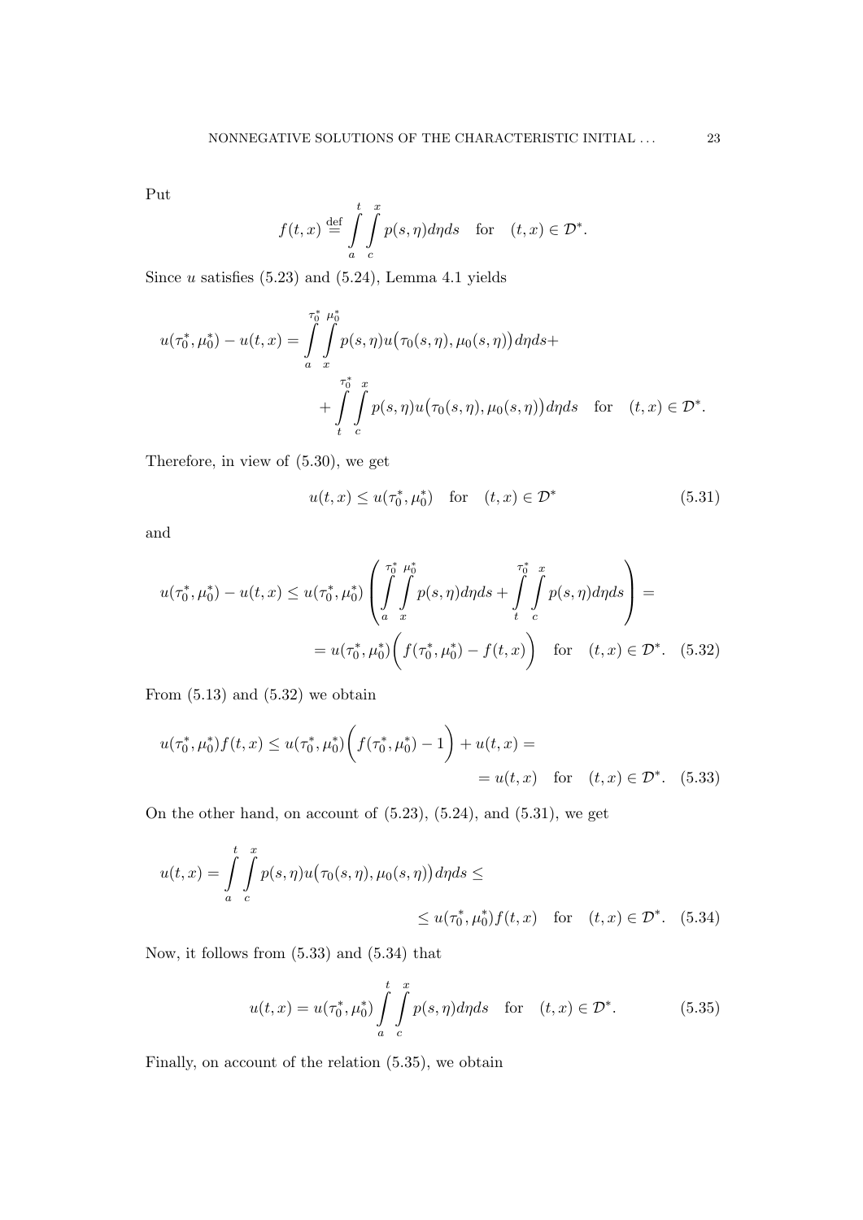Put

$$f(t,x) \stackrel{\text{def}}{=} \int\limits_a^t \int\limits_c^x p(s,\eta)d\eta ds \quad \text{for} \quad (t,x) \in \mathcal{D}^*.$$

Since $u$ satisfies (5.23) and (5.24), Lemma 4.1 yields

$$u(\tau_0^*, \mu_0^*) - u(t,x) = \int\limits_a^{\tau_0^*} \int\limits_x^{\mu_0^*} p(s,\eta) u\big(\tau_0(s,\eta), \mu_0(s,\eta)\big) d\eta ds + \\ + \int\limits_t^{\tau_0^*} \int\limits_c^x p(s,\eta) u\big(\tau_0(s,\eta), \mu_0(s,\eta)\big) d\eta ds \quad \text{for} \quad (t,x) \in \mathcal{D}^*.$$

Therefore, in view of (5.30), we get

$$u(t,x) \leq u(\tau_0^*, \mu_0^*) \quad \text{for} \quad (t,x) \in \mathcal{D}^* \tag{5.31}$$

and

$$u(\tau_0^*, \mu_0^*) - u(t,x) \leq u(\tau_0^*, \mu_0^*) \left( \int\limits_a^{\tau_0^*} \int\limits_x^{\mu_0^*} p(s,\eta) d\eta ds + \int\limits_t^{\tau_0^*} \int\limits_c^x p(s,\eta) d\eta ds \right) = \\ = u(\tau_0^*, \mu_0^*) \Big( f(\tau_0^*, \mu_0^*) - f(t,x) \Big) \quad \text{for} \quad (t,x) \in \mathcal{D}^*. \tag{5.32}$$

From (5.13) and (5.32) we obtain

$$u(\tau_0^*, \mu_0^*) f(t,x) \leq u(\tau_0^*, \mu_0^*) \Big( f(\tau_0^*, \mu_0^*) - 1 \Big) + u(t,x) = \\ = u(t,x) \quad \text{for} \quad (t,x) \in \mathcal{D}^*. \tag{5.33}$$

On the other hand, on account of (5.23), (5.24), and (5.31), we get

$$u(t,x) = \int\limits_a^t \int\limits_c^x p(s,\eta) u\big(\tau_0(s,\eta), \mu_0(s,\eta)\big) d\eta ds \leq \\ \leq u(\tau_0^*, \mu_0^*) f(t,x) \quad \text{for} \quad (t,x) \in \mathcal{D}^*. \tag{5.34}$$

Now, it follows from (5.33) and (5.34) that

$$u(t,x) = u(\tau_0^*, \mu_0^*) \int\limits_a^t \int\limits_c^x p(s,\eta) d\eta ds \quad \text{for} \quad (t,x) \in \mathcal{D}^*. \tag{5.35}$$

Finally, on account of the relation (5.35), we obtain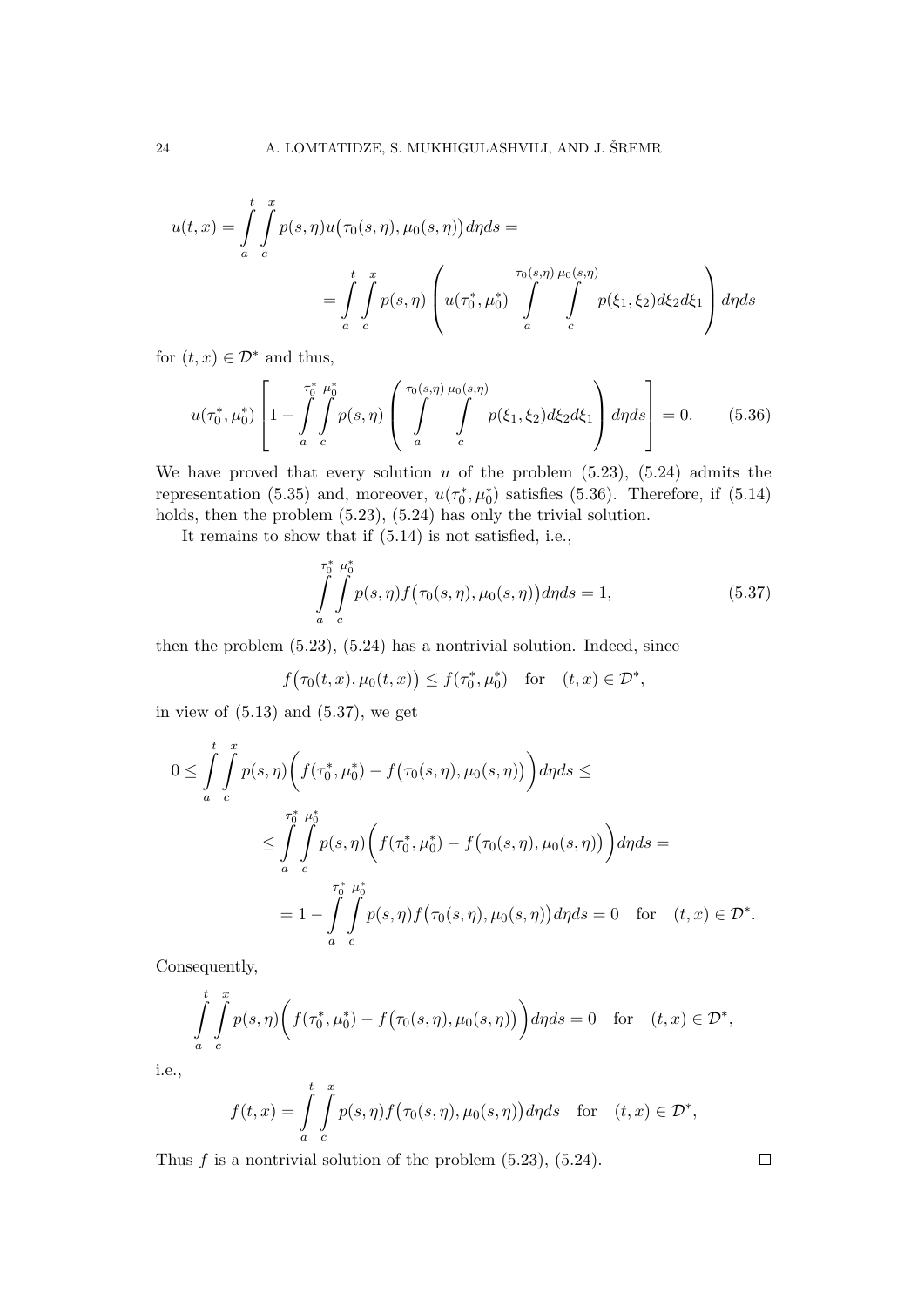$$u(t,x) = \int_a^t \int_c^x p(s,\eta) u\big(\tau_0(s,\eta), \mu_0(s,\eta)\big) d\eta ds =$$

$$= \int_a^t \int_c^x p(s,\eta) \left( u(\tau_0^*, \mu_0^*) \int_a^{\tau_0(s,\eta)} \int_c^{\mu_0(s,\eta)} p(\xi_1, \xi_2) d\xi_2 d\xi_1 \right) d\eta ds$$

for $(t,x) \in \mathcal{D}^*$ and thus,

$$u(\tau_0^*, \mu_0^*) \left[ 1 - \int_a^{\tau_0^*} \int_c^{\mu_0^*} p(s,\eta) \left( \int_a^{\tau_0(s,\eta)} \int_c^{\mu_0(s,\eta)} p(\xi_1,\xi_2) d\xi_2 d\xi_1 \right) d\eta ds \right] = 0. \tag{5.36}$$

We have proved that every solution $u$ of the problem (5.23), (5.24) admits the representation (5.35) and, moreover, $u(\tau_0^*, \mu_0^*)$ satisfies (5.36). Therefore, if (5.14) holds, then the problem (5.23), (5.24) has only the trivial solution.

It remains to show that if (5.14) is not satisfied, i.e.,

$$\int_a^{\tau_0^*} \int_c^{\mu_0^*} p(s,\eta) f\big(\tau_0(s,\eta), \mu_0(s,\eta)\big) d\eta ds = 1, \tag{5.37}$$

then the problem (5.23), (5.24) has a nontrivial solution. Indeed, since

$$f\big(\tau_0(t,x), \mu_0(t,x)\big) \leq f(\tau_0^*, \mu_0^*) \quad \text{for} \quad (t,x) \in \mathcal{D}^*,$$

in view of (5.13) and (5.37), we get

$$0 \leq \int_a^t \int_c^x p(s,\eta) \Big( f(\tau_0^*, \mu_0^*) - f\big(\tau_0(s,\eta), \mu_0(s,\eta)\big) \Big) d\eta ds \leq$$

$$\leq \int_a^{\tau_0^*} \int_c^{\mu_0^*} p(s,\eta) \Big( f(\tau_0^*, \mu_0^*) - f\big(\tau_0(s,\eta), \mu_0(s,\eta)\big) \Big) d\eta ds =$$

$$= 1 - \int_a^{\tau_0^*} \int_c^{\mu_0^*} p(s,\eta) f\big(\tau_0(s,\eta), \mu_0(s,\eta)\big) d\eta ds = 0 \quad \text{for} \quad (t,x) \in \mathcal{D}^*.$$

Consequently,

$$\int_a^t \int_c^x p(s,\eta) \Big( f(\tau_0^*, \mu_0^*) - f\big(\tau_0(s,\eta), \mu_0(s,\eta)\big) \Big) d\eta ds = 0 \quad \text{for} \quad (t,x) \in \mathcal{D}^*,$$

i.e.,

$$f(t,x) = \int_a^t \int_c^x p(s,\eta) f\big(\tau_0(s,\eta), \mu_0(s,\eta)\big) d\eta ds \quad \text{for} \quad (t,x) \in \mathcal{D}^*,$$

Thus $f$ is a nontrivial solution of the problem (5.23), (5.24). □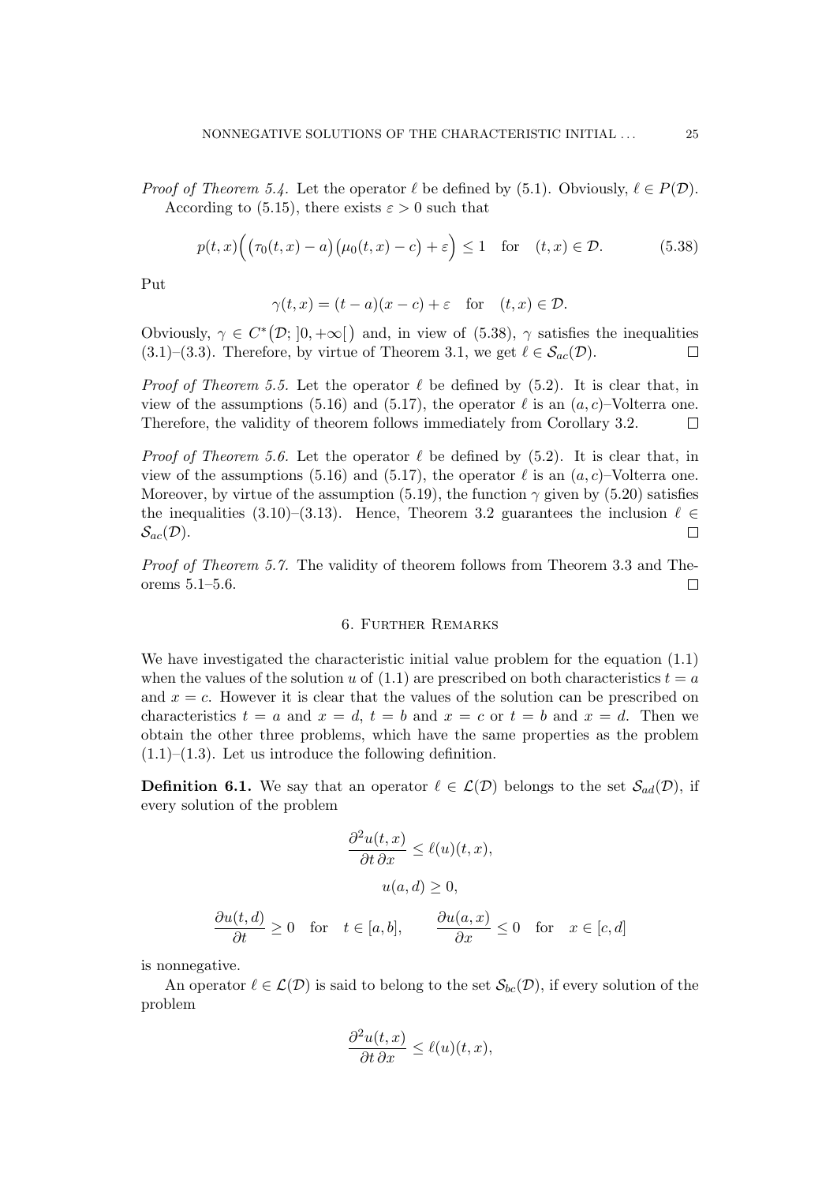*Proof of Theorem 5.4.* Let the operator $\ell$ be defined by (5.1). Obviously, $\ell \in P(\mathcal{D})$.

According to (5.15), there exists $\varepsilon > 0$ such that

$$p(t,x)\Big(\big(\tau_0(t,x) - a\big)\big(\mu_0(t,x) - c\big) + \varepsilon\Big) \leq 1 \quad \text{for} \quad (t,x) \in \mathcal{D}. \tag{5.38}$$

Put

$$\gamma(t,x) = (t-a)(x-c) + \varepsilon \quad \text{for} \quad (t,x) \in \mathcal{D}.$$

Obviously, $\gamma \in C^*\big(\mathcal{D};\, ]0,+\infty[\big)$ and, in view of (5.38), $\gamma$ satisfies the inequalities (3.1)–(3.3). Therefore, by virtue of Theorem 3.1, we get $\ell \in \mathcal{S}_{ac}(\mathcal{D})$. $\square$

*Proof of Theorem 5.5.* Let the operator $\ell$ be defined by (5.2). It is clear that, in view of the assumptions (5.16) and (5.17), the operator $\ell$ is an $(a,c)$–Volterra one. Therefore, the validity of theorem follows immediately from Corollary 3.2. $\square$

*Proof of Theorem 5.6.* Let the operator $\ell$ be defined by (5.2). It is clear that, in view of the assumptions (5.16) and (5.17), the operator $\ell$ is an $(a,c)$–Volterra one. Moreover, by virtue of the assumption (5.19), the function $\gamma$ given by (5.20) satisfies the inequalities (3.10)–(3.13). Hence, Theorem 3.2 guarantees the inclusion $\ell \in \mathcal{S}_{ac}(\mathcal{D})$. $\square$

*Proof of Theorem 5.7.* The validity of theorem follows from Theorem 3.3 and Theorems 5.1–5.6. $\square$

## 6. Further Remarks

We have investigated the characteristic initial value problem for the equation (1.1) when the values of the solution $u$ of (1.1) are prescribed on both characteristics $t = a$ and $x = c$. However it is clear that the values of the solution can be prescribed on characteristics $t = a$ and $x = d$, $t = b$ and $x = c$ or $t = b$ and $x = d$. Then we obtain the other three problems, which have the same properties as the problem (1.1)–(1.3). Let us introduce the following definition.

**Definition 6.1.** We say that an operator $\ell \in \mathcal{L}(\mathcal{D})$ belongs to the set $\mathcal{S}_{ad}(\mathcal{D})$, if every solution of the problem

$$\frac{\partial^2 u(t,x)}{\partial t\, \partial x} \leq \ell(u)(t,x),$$

$$u(a,d) \geq 0,$$

$$\frac{\partial u(t,d)}{\partial t} \geq 0 \quad \text{for} \quad t \in [a,b], \qquad \frac{\partial u(a,x)}{\partial x} \leq 0 \quad \text{for} \quad x \in [c,d]$$

is nonnegative.

An operator $\ell \in \mathcal{L}(\mathcal{D})$ is said to belong to the set $\mathcal{S}_{bc}(\mathcal{D})$, if every solution of the problem

$$\frac{\partial^2 u(t,x)}{\partial t\, \partial x} \leq \ell(u)(t,x),$$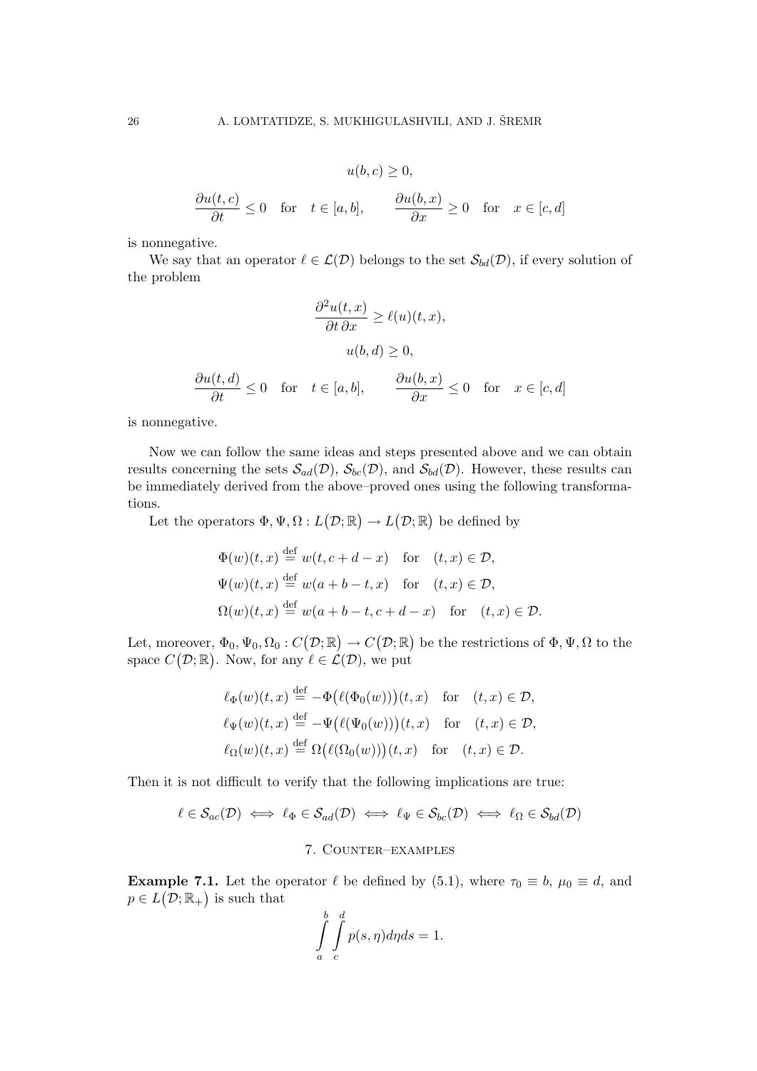$$u(b,c) \geq 0,$$

$$\frac{\partial u(t,c)}{\partial t} \leq 0 \quad \text{for} \quad t \in [a,b], \qquad \frac{\partial u(b,x)}{\partial x} \geq 0 \quad \text{for} \quad x \in [c,d]$$

is nonnegative.

We say that an operator $\ell \in \mathcal{L}(\mathcal{D})$ belongs to the set $\mathcal{S}_{bd}(\mathcal{D})$, if every solution of the problem

$$\frac{\partial^2 u(t,x)}{\partial t\,\partial x} \geq \ell(u)(t,x),$$

$$u(b,d) \geq 0,$$

$$\frac{\partial u(t,d)}{\partial t} \leq 0 \quad \text{for} \quad t \in [a,b], \qquad \frac{\partial u(b,x)}{\partial x} \leq 0 \quad \text{for} \quad x \in [c,d]$$

is nonnegative.

Now we can follow the same ideas and steps presented above and we can obtain results concerning the sets $\mathcal{S}_{ad}(\mathcal{D})$, $\mathcal{S}_{bc}(\mathcal{D})$, and $\mathcal{S}_{bd}(\mathcal{D})$. However, these results can be immediately derived from the above–proved ones using the following transformations.

Let the operators $\Phi, \Psi, \Omega : L(\mathcal{D};\mathbb{R}) \to L(\mathcal{D};\mathbb{R})$ be defined by

$$\Phi(w)(t,x) \stackrel{\text{def}}{=} w(t, c+d-x) \quad \text{for} \quad (t,x) \in \mathcal{D},$$

$$\Psi(w)(t,x) \stackrel{\text{def}}{=} w(a+b-t, x) \quad \text{for} \quad (t,x) \in \mathcal{D},$$

$$\Omega(w)(t,x) \stackrel{\text{def}}{=} w(a+b-t, c+d-x) \quad \text{for} \quad (t,x) \in \mathcal{D}.$$

Let, moreover, $\Phi_0, \Psi_0, \Omega_0 : C(\mathcal{D};\mathbb{R}) \to C(\mathcal{D};\mathbb{R})$ be the restrictions of $\Phi, \Psi, \Omega$ to the space $C(\mathcal{D};\mathbb{R})$. Now, for any $\ell \in \mathcal{L}(\mathcal{D})$, we put

$$\ell_\Phi(w)(t,x) \stackrel{\text{def}}{=} -\Phi\big(\ell(\Phi_0(w))\big)(t,x) \quad \text{for} \quad (t,x) \in \mathcal{D},$$

$$\ell_\Psi(w)(t,x) \stackrel{\text{def}}{=} -\Psi\big(\ell(\Psi_0(w))\big)(t,x) \quad \text{for} \quad (t,x) \in \mathcal{D},$$

$$\ell_\Omega(w)(t,x) \stackrel{\text{def}}{=} \Omega\big(\ell(\Omega_0(w))\big)(t,x) \quad \text{for} \quad (t,x) \in \mathcal{D}.$$

Then it is not difficult to verify that the following implications are true:

$$\ell \in \mathcal{S}_{ac}(\mathcal{D}) \iff \ell_\Phi \in \mathcal{S}_{ad}(\mathcal{D}) \iff \ell_\Psi \in \mathcal{S}_{bc}(\mathcal{D}) \iff \ell_\Omega \in \mathcal{S}_{bd}(\mathcal{D})$$

## 7. Counter–examples

**Example 7.1.** Let the operator $\ell$ be defined by (5.1), where $\tau_0 \equiv b$, $\mu_0 \equiv d$, and $p \in L(\mathcal{D};\mathbb{R}_+)$ is such that

$$\int_a^b \int_c^d p(s,\eta)\,d\eta ds = 1.$$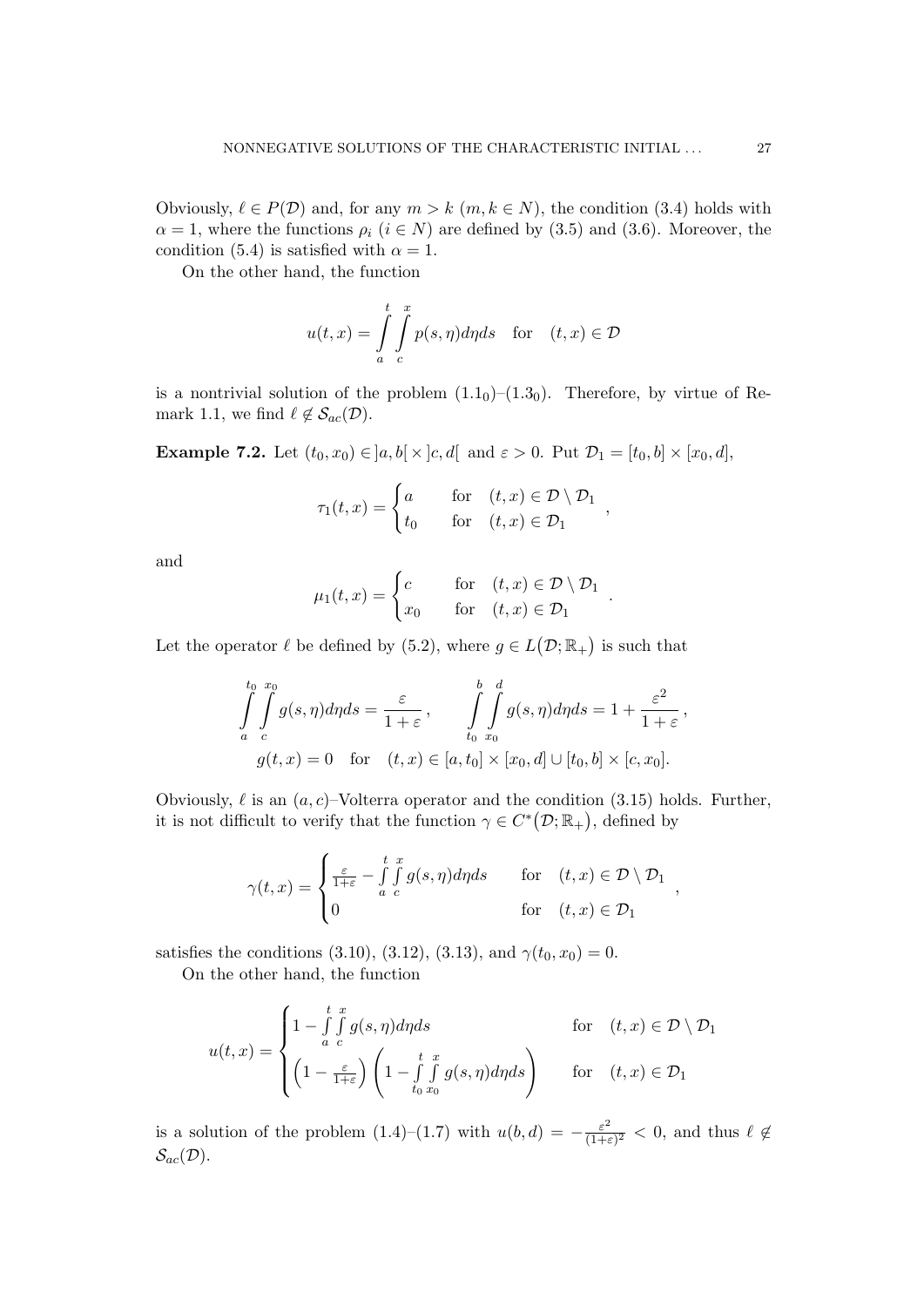Obviously, $\ell \in P(\mathcal{D})$ and, for any $m > k$ $(m, k \in N)$, the condition (3.4) holds with $\alpha = 1$, where the functions $\rho_i$ $(i \in N)$ are defined by (3.5) and (3.6). Moreover, the condition (5.4) is satisfied with $\alpha = 1$.

On the other hand, the function

$$u(t,x) = \int_a^t \int_c^x p(s,\eta)d\eta ds \quad \text{for} \quad (t,x) \in \mathcal{D}$$

is a nontrivial solution of the problem $(1.1_0)$–$(1.3_0)$. Therefore, by virtue of Remark 1.1, we find $\ell \notin \mathcal{S}_{ac}(\mathcal{D})$.

**Example 7.2.** Let $(t_0, x_0) \in ]a,b[ \times ]c,d[$ and $\varepsilon > 0$. Put $\mathcal{D}_1 = [t_0, b] \times [x_0, d]$,

$$\tau_1(t,x) = \begin{cases} a & \text{for} \quad (t,x) \in \mathcal{D} \setminus \mathcal{D}_1 \\ t_0 & \text{for} \quad (t,x) \in \mathcal{D}_1 \end{cases},$$

and

$$\mu_1(t,x) = \begin{cases} c & \text{for} \quad (t,x) \in \mathcal{D} \setminus \mathcal{D}_1 \\ x_0 & \text{for} \quad (t,x) \in \mathcal{D}_1 \end{cases}.$$

Let the operator $\ell$ be defined by (5.2), where $g \in L(\mathcal{D}; \mathbb{R}_+)$ is such that

$$\int_a^{t_0} \int_c^{x_0} g(s,\eta)d\eta ds = \frac{\varepsilon}{1+\varepsilon}, \qquad \int_{t_0}^{b} \int_{x_0}^{d} g(s,\eta)d\eta ds = 1 + \frac{\varepsilon^2}{1+\varepsilon},$$

$$g(t,x) = 0 \quad \text{for} \quad (t,x) \in [a, t_0] \times [x_0, d] \cup [t_0, b] \times [c, x_0].$$

Obviously, $\ell$ is an $(a,c)$–Volterra operator and the condition (3.15) holds. Further, it is not difficult to verify that the function $\gamma \in C^*(\mathcal{D}; \mathbb{R}_+)$, defined by

$$\gamma(t,x) = \begin{cases} \frac{\varepsilon}{1+\varepsilon} - \int_a^t \int_c^x g(s,\eta)d\eta ds & \text{for} \quad (t,x) \in \mathcal{D} \setminus \mathcal{D}_1 \\ 0 & \text{for} \quad (t,x) \in \mathcal{D}_1 \end{cases},$$

satisfies the conditions (3.10), (3.12), (3.13), and $\gamma(t_0, x_0) = 0$.

On the other hand, the function

$$u(t,x) = \begin{cases} 1 - \int_a^t \int_c^x g(s,\eta)d\eta ds & \text{for} \quad (t,x) \in \mathcal{D} \setminus \mathcal{D}_1 \\ \left(1 - \frac{\varepsilon}{1+\varepsilon}\right) \left(1 - \int_{t_0}^t \int_{x_0}^x g(s,\eta)d\eta ds\right) & \text{for} \quad (t,x) \in \mathcal{D}_1 \end{cases}$$

is a solution of the problem (1.4)–(1.7) with $u(b,d) = -\frac{\varepsilon^2}{(1+\varepsilon)^2} < 0$, and thus $\ell \notin \mathcal{S}_{ac}(\mathcal{D})$.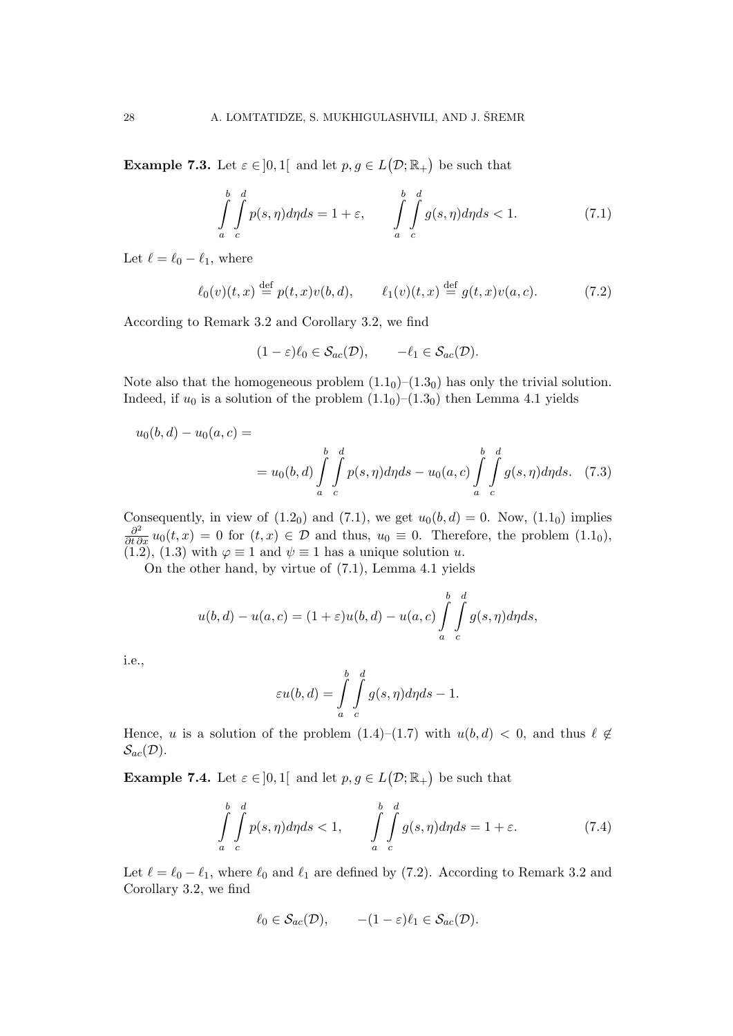**Example 7.3.** Let $\varepsilon \in ]0,1[$ and let $p, g \in L(\mathcal{D}; \mathbb{R}_+)$ be such that

$$\int_a^b \int_c^d p(s,\eta) d\eta ds = 1 + \varepsilon, \qquad \int_a^b \int_c^d g(s,\eta) d\eta ds < 1. \tag{7.1}$$

Let $\ell = \ell_0 - \ell_1$, where

$$\ell_0(v)(t,x) \stackrel{\text{def}}{=} p(t,x)v(b,d), \qquad \ell_1(v)(t,x) \stackrel{\text{def}}{=} g(t,x)v(a,c). \tag{7.2}$$

According to Remark 3.2 and Corollary 3.2, we find

$$(1-\varepsilon)\ell_0 \in \mathcal{S}_{ac}(\mathcal{D}), \qquad -\ell_1 \in \mathcal{S}_{ac}(\mathcal{D}).$$

Note also that the homogeneous problem $(1.1_0)$–$(1.3_0)$ has only the trivial solution. Indeed, if $u_0$ is a solution of the problem $(1.1_0)$–$(1.3_0)$ then Lemma 4.1 yields

$$u_0(b,d) - u_0(a,c) = \\ = u_0(b,d) \int_a^b \int_c^d p(s,\eta) d\eta ds - u_0(a,c) \int_a^b \int_c^d g(s,\eta) d\eta ds. \tag{7.3}$$

Consequently, in view of $(1.2_0)$ and (7.1), we get $u_0(b,d) = 0$. Now, $(1.1_0)$ implies $\frac{\partial^2}{\partial t \, \partial x} u_0(t,x) = 0$ for $(t,x) \in \mathcal{D}$ and thus, $u_0 \equiv 0$. Therefore, the problem $(1.1_0)$, (1.2), (1.3) with $\varphi \equiv 1$ and $\psi \equiv 1$ has a unique solution $u$.

On the other hand, by virtue of (7.1), Lemma 4.1 yields

$$u(b,d) - u(a,c) = (1+\varepsilon)u(b,d) - u(a,c) \int_a^b \int_c^d g(s,\eta) d\eta ds,$$

i.e.,

$$\varepsilon u(b,d) = \int_a^b \int_c^d g(s,\eta) d\eta ds - 1.$$

Hence, $u$ is a solution of the problem (1.4)–(1.7) with $u(b,d) < 0$, and thus $\ell \notin \mathcal{S}_{ac}(\mathcal{D})$.

**Example 7.4.** Let $\varepsilon \in ]0,1[$ and let $p, g \in L(\mathcal{D}; \mathbb{R}_+)$ be such that

$$\int_a^b \int_c^d p(s,\eta) d\eta ds < 1, \qquad \int_a^b \int_c^d g(s,\eta) d\eta ds = 1 + \varepsilon. \tag{7.4}$$

Let $\ell = \ell_0 - \ell_1$, where $\ell_0$ and $\ell_1$ are defined by (7.2). According to Remark 3.2 and Corollary 3.2, we find

$$\ell_0 \in \mathcal{S}_{ac}(\mathcal{D}), \qquad -(1-\varepsilon)\ell_1 \in \mathcal{S}_{ac}(\mathcal{D}).$$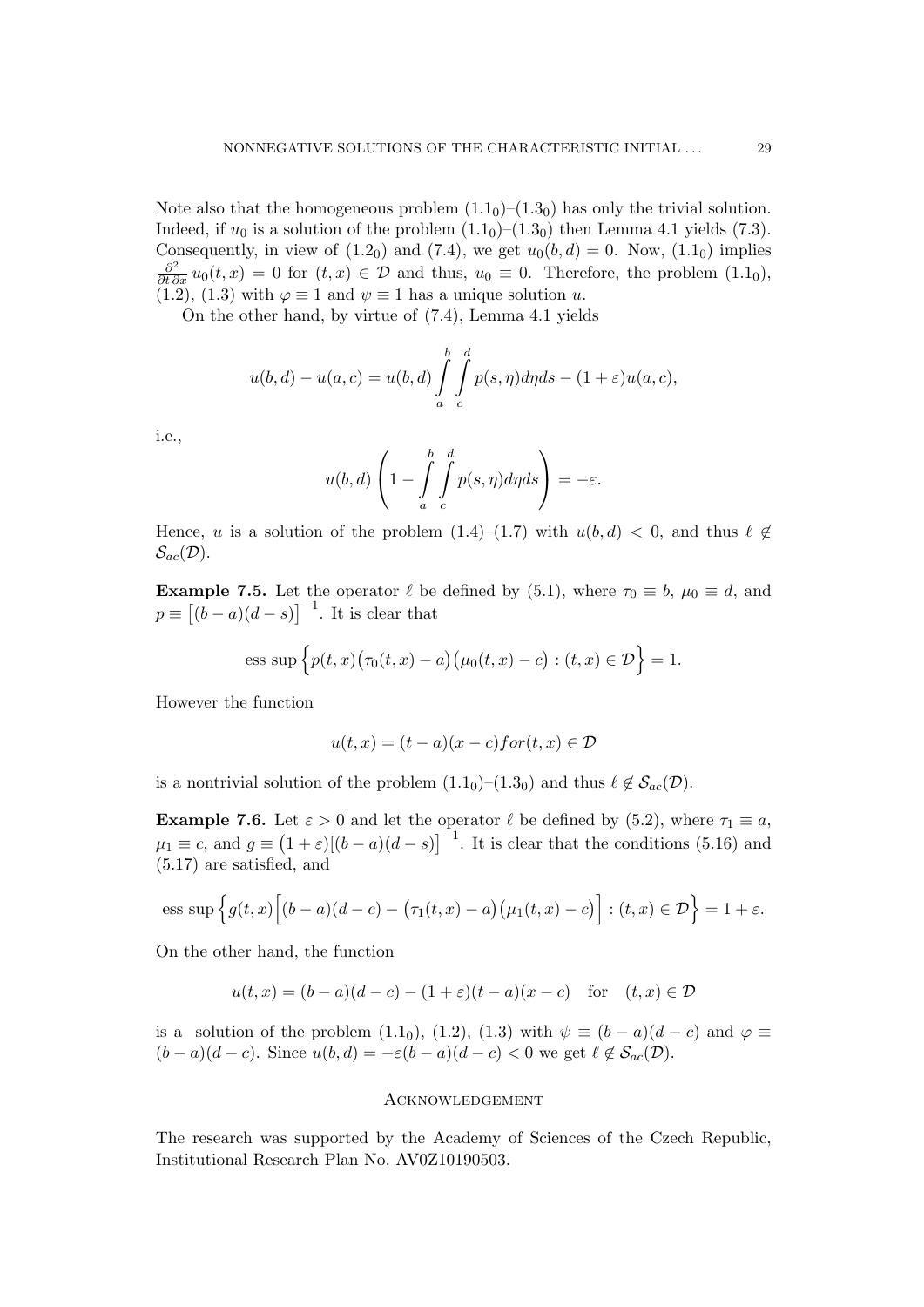Note also that the homogeneous problem $(1.1_0)$–$(1.3_0)$ has only the trivial solution. Indeed, if $u_0$ is a solution of the problem $(1.1_0)$–$(1.3_0)$ then Lemma 4.1 yields (7.3). Consequently, in view of $(1.2_0)$ and (7.4), we get $u_0(b,d) = 0$. Now, $(1.1_0)$ implies $\frac{\partial^2}{\partial t\,\partial x}\,u_0(t,x) = 0$ for $(t,x) \in \mathcal{D}$ and thus, $u_0 \equiv 0$. Therefore, the problem $(1.1_0)$, (1.2), (1.3) with $\varphi \equiv 1$ and $\psi \equiv 1$ has a unique solution $u$.

On the other hand, by virtue of (7.4), Lemma 4.1 yields

$$u(b,d) - u(a,c) = u(b,d)\int_a^b\int_c^d p(s,\eta)d\eta ds - (1+\varepsilon)u(a,c),$$

i.e.,

$$u(b,d)\left(1 - \int_a^b\int_c^d p(s,\eta)d\eta ds\right) = -\varepsilon.$$

Hence, $u$ is a solution of the problem (1.4)–(1.7) with $u(b,d) < 0$, and thus $\ell \notin \mathcal{S}_{ac}(\mathcal{D})$.

**Example 7.5.** Let the operator $\ell$ be defined by (5.1), where $\tau_0 \equiv b$, $\mu_0 \equiv d$, and $p \equiv \big[(b-a)(d-s)\big]^{-1}$. It is clear that

$$\text{ess sup}\Big\{p(t,x)\big(\tau_0(t,x)-a\big)\big(\mu_0(t,x)-c\big) : (t,x) \in \mathcal{D}\Big\} = 1.$$

However the function

$$u(t,x) = (t-a)(x-c) for (t,x) \in \mathcal{D}$$

is a nontrivial solution of the problem $(1.1_0)$–$(1.3_0)$ and thus $\ell \notin \mathcal{S}_{ac}(\mathcal{D})$.

**Example 7.6.** Let $\varepsilon > 0$ and let the operator $\ell$ be defined by (5.2), where $\tau_1 \equiv a$, $\mu_1 \equiv c$, and $g \equiv \big(1+\varepsilon\big)[(b-a)(d-s)\big]^{-1}$. It is clear that the conditions (5.16) and (5.17) are satisfied, and

$$\text{ess sup}\Big\{g(t,x)\Big[(b-a)(d-c) - \big(\tau_1(t,x)-a\big)\big(\mu_1(t,x)-c\big)\Big] : (t,x) \in \mathcal{D}\Big\} = 1+\varepsilon.$$

On the other hand, the function

$$u(t,x) = (b-a)(d-c) - (1+\varepsilon)(t-a)(x-c) \quad \text{for} \quad (t,x) \in \mathcal{D}$$

is a solution of the problem $(1.1_0)$, (1.2), (1.3) with $\psi \equiv (b-a)(d-c)$ and $\varphi \equiv (b-a)(d-c)$. Since $u(b,d) = -\varepsilon(b-a)(d-c) < 0$ we get $\ell \notin \mathcal{S}_{ac}(\mathcal{D})$.

## Acknowledgement

The research was supported by the Academy of Sciences of the Czech Republic, Institutional Research Plan No. AV0Z10190503.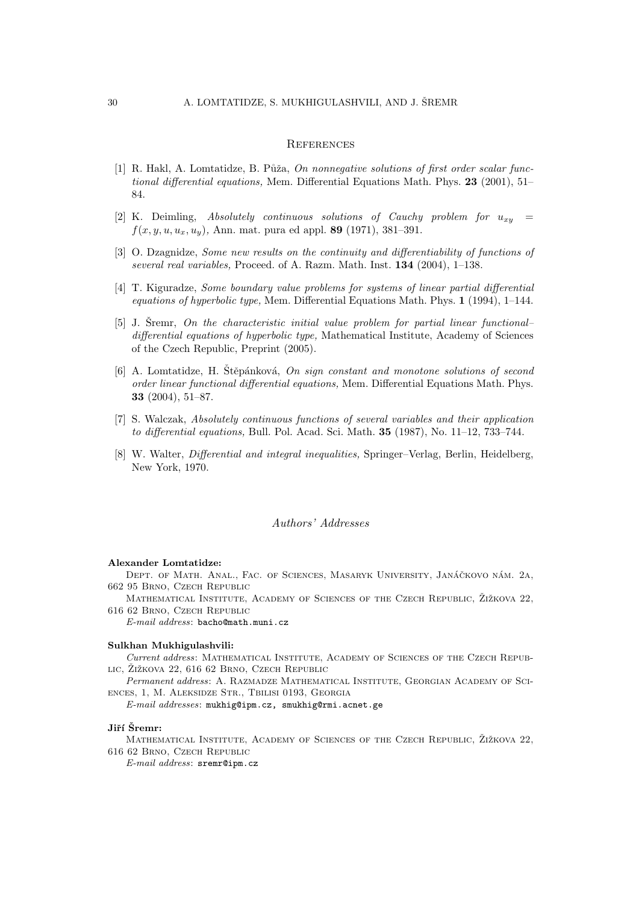## References

[1] R. Hakl, A. Lomtatidze, B. Půža, *On nonnegative solutions of first order scalar functional differential equations,* Mem. Differential Equations Math. Phys. **23** (2001), 51–84.

[2] K. Deimling, *Absolutely continuous solutions of Cauchy problem for $u_{xy} = f(x, y, u, u_x, u_y)$,* Ann. mat. pura ed appl. **89** (1971), 381–391.

[3] O. Dzagnidze, *Some new results on the continuity and differentiability of functions of several real variables,* Proceed. of A. Razm. Math. Inst. **134** (2004), 1–138.

[4] T. Kiguradze, *Some boundary value problems for systems of linear partial differential equations of hyperbolic type,* Mem. Differential Equations Math. Phys. **1** (1994), 1–144.

[5] J. Šremr, *On the characteristic initial value problem for partial linear functional–differential equations of hyperbolic type,* Mathematical Institute, Academy of Sciences of the Czech Republic, Preprint (2005).

[6] A. Lomtatidze, H. Štěpánková, *On sign constant and monotone solutions of second order linear functional differential equations,* Mem. Differential Equations Math. Phys. **33** (2004), 51–87.

[7] S. Walczak, *Absolutely continuous functions of several variables and their application to differential equations,* Bull. Pol. Acad. Sci. Math. **35** (1987), No. 11–12, 733–744.

[8] W. Walter, *Differential and integral inequalities,* Springer–Verlag, Berlin, Heidelberg, New York, 1970.

### *Authors' Addresses*

**Alexander Lomtatidze:**

Dept. of Math. Anal., Fac. of Sciences, Masaryk University, Janáčkovo nám. 2a, 662 95 Brno, Czech Republic

Mathematical Institute, Academy of Sciences of the Czech Republic, Žižkova 22, 616 62 Brno, Czech Republic

*E-mail address*: bacho@math.muni.cz

**Sulkhan Mukhigulashvili:**

*Current address*: Mathematical Institute, Academy of Sciences of the Czech Republic, Žižkova 22, 616 62 Brno, Czech Republic

*Permanent address*: A. Razmadze Mathematical Institute, Georgian Academy of Sciences, 1, M. Aleksidze Str., Tbilisi 0193, Georgia

*E-mail addresses*: mukhig@ipm.cz, smukhig@rmi.acnet.ge

**Jiří Šremr:**

Mathematical Institute, Academy of Sciences of the Czech Republic, Žižkova 22, 616 62 Brno, Czech Republic

*E-mail address*: sremr@ipm.cz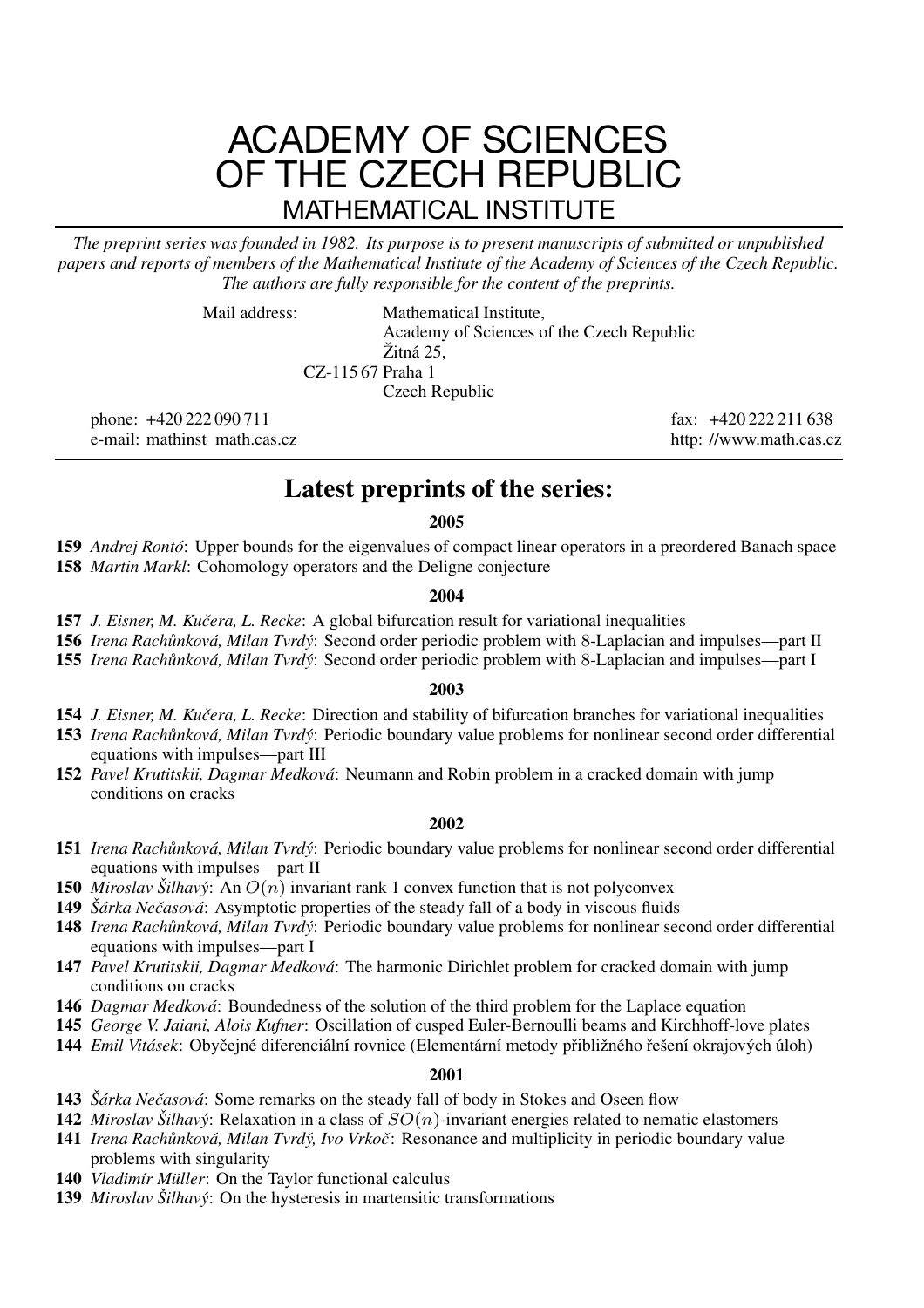# ACADEMY OF SCIENCES OF THE CZECH REPUBLIC

## MATHEMATICAL INSTITUTE

*The preprint series was founded in 1982. Its purpose is to present manuscripts of submitted or unpublished papers and reports of members of the Mathematical Institute of the Academy of Sciences of the Czech Republic. The authors are fully responsible for the content of the preprints.*

Mail address: Mathematical Institute,
Academy of Sciences of the Czech Republic
Žitná 25,
CZ-115 67 Praha 1
Czech Republic

phone: +420 222 090 711
fax: +420 222 211 638
e-mail: mathinst math.cas.cz
http: //www.math.cas.cz

## Latest preprints of the series:

**2005**

**159** *Andrej Rontó*: Upper bounds for the eigenvalues of compact linear operators in a preordered Banach space
**158** *Martin Markl*: Cohomology operators and the Deligne conjecture

**2004**

**157** *J. Eisner, M. Kučera, L. Recke*: A global bifurcation result for variational inequalities
**156** *Irena Rachůnková, Milan Tvrdý*: Second order periodic problem with 8-Laplacian and impulses—part II
**155** *Irena Rachůnková, Milan Tvrdý*: Second order periodic problem with 8-Laplacian and impulses—part I

**2003**

**154** *J. Eisner, M. Kučera, L. Recke*: Direction and stability of bifurcation branches for variational inequalities
**153** *Irena Rachůnková, Milan Tvrdý*: Periodic boundary value problems for nonlinear second order differential equations with impulses—part III
**152** *Pavel Krutitskii, Dagmar Medková*: Neumann and Robin problem in a cracked domain with jump conditions on cracks

**2002**

**151** *Irena Rachůnková, Milan Tvrdý*: Periodic boundary value problems for nonlinear second order differential equations with impulses—part II
**150** *Miroslav Šilhavý*: An $O(n)$ invariant rank 1 convex function that is not polyconvex
**149** *Šárka Nečasová*: Asymptotic properties of the steady fall of a body in viscous fluids
**148** *Irena Rachůnková, Milan Tvrdý*: Periodic boundary value problems for nonlinear second order differential equations with impulses—part I
**147** *Pavel Krutitskii, Dagmar Medková*: The harmonic Dirichlet problem for cracked domain with jump conditions on cracks
**146** *Dagmar Medková*: Boundedness of the solution of the third problem for the Laplace equation
**145** *George V. Jaiani, Alois Kufner*: Oscillation of cusped Euler-Bernoulli beams and Kirchhoff-love plates
**144** *Emil Vitásek*: Obyčejné diferenciální rovnice (Elementární metody přibližného řešení okrajových úloh)

**2001**

**143** *Šárka Nečasová*: Some remarks on the steady fall of body in Stokes and Oseen flow
**142** *Miroslav Šilhavý*: Relaxation in a class of $SO(n)$-invariant energies related to nematic elastomers
**141** *Irena Rachůnková, Milan Tvrdý, Ivo Vrkoč*: Resonance and multiplicity in periodic boundary value problems with singularity
**140** *Vladimír Müller*: On the Taylor functional calculus
**139** *Miroslav Šilhavý*: On the hysteresis in martensitic transformations